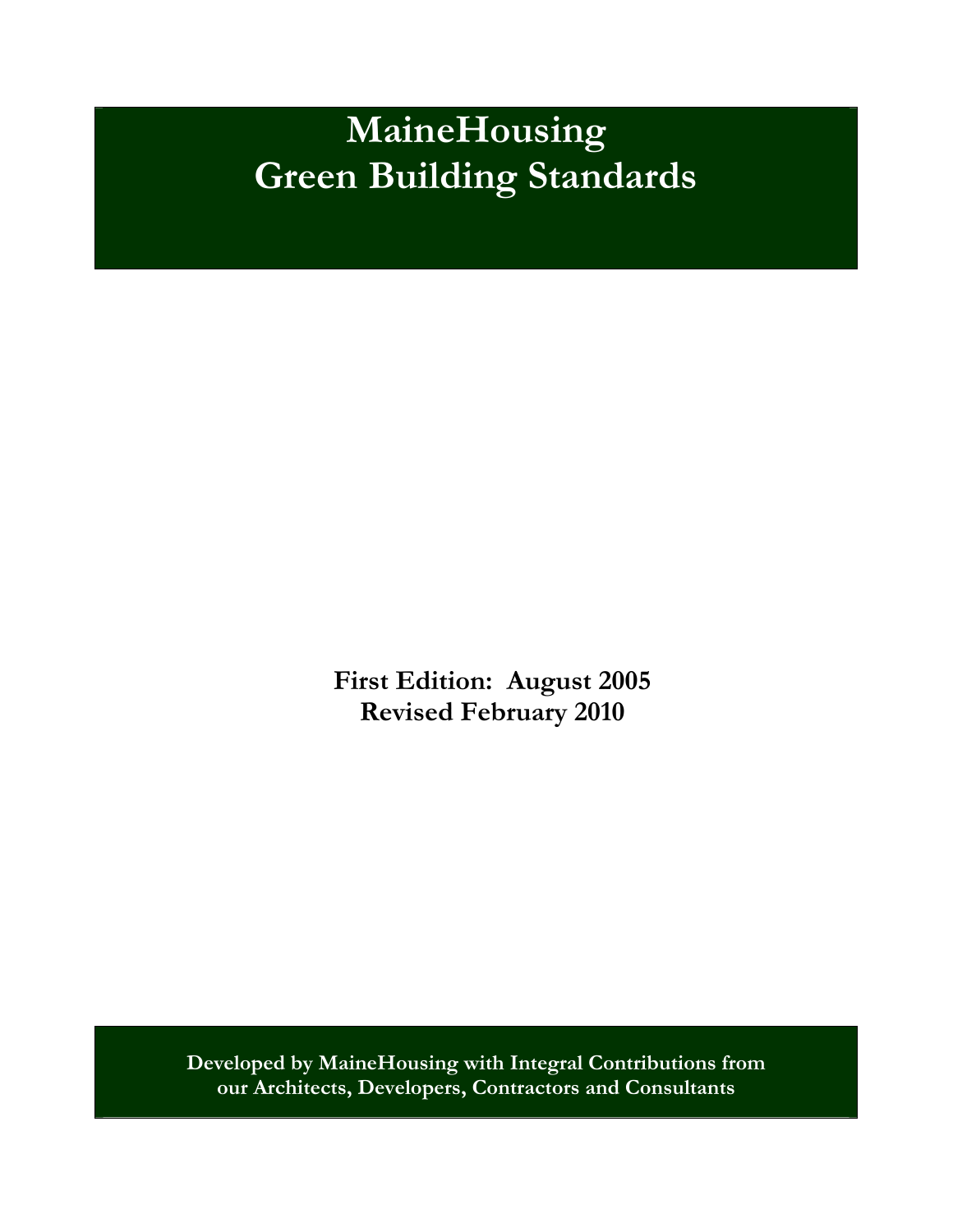# MaineHousing
# Green Building Standards

**First Edition: August 2005**
**Revised February 2010**

**Developed by MaineHousing with Integral Contributions from our Architects, Developers, Contractors and Consultants**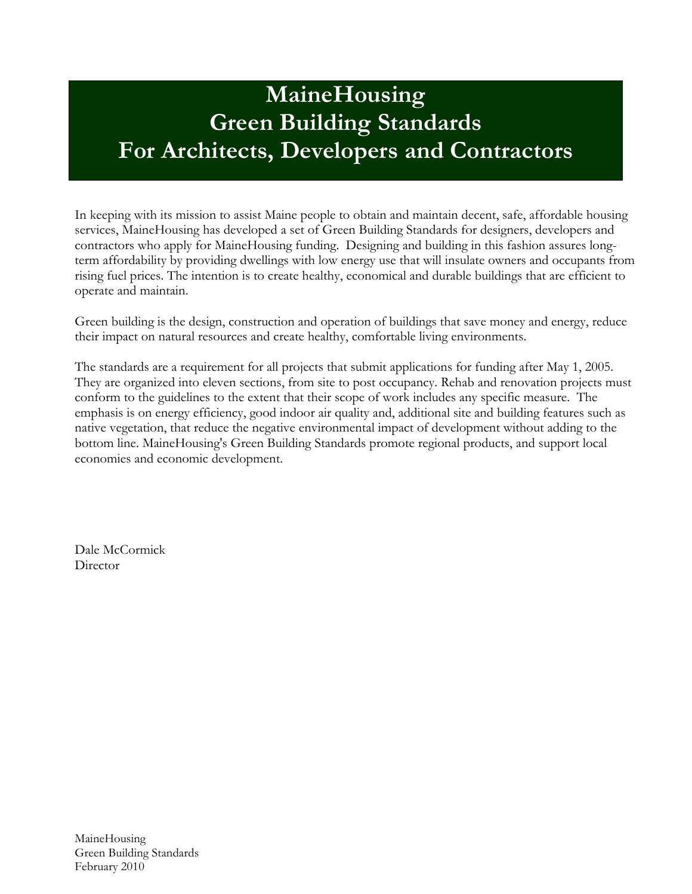# MaineHousing Green Building Standards For Architects, Developers and Contractors

In keeping with its mission to assist Maine people to obtain and maintain decent, safe, affordable housing services, MaineHousing has developed a set of Green Building Standards for designers, developers and contractors who apply for MaineHousing funding. Designing and building in this fashion assures long-term affordability by providing dwellings with low energy use that will insulate owners and occupants from rising fuel prices. The intention is to create healthy, economical and durable buildings that are efficient to operate and maintain.

Green building is the design, construction and operation of buildings that save money and energy, reduce their impact on natural resources and create healthy, comfortable living environments.

The standards are a requirement for all projects that submit applications for funding after May 1, 2005. They are organized into eleven sections, from site to post occupancy. Rehab and renovation projects must conform to the guidelines to the extent that their scope of work includes any specific measure. The emphasis is on energy efficiency, good indoor air quality and, additional site and building features such as native vegetation, that reduce the negative environmental impact of development without adding to the bottom line. MaineHousing's Green Building Standards promote regional products, and support local economies and economic development.

Dale McCormick
Director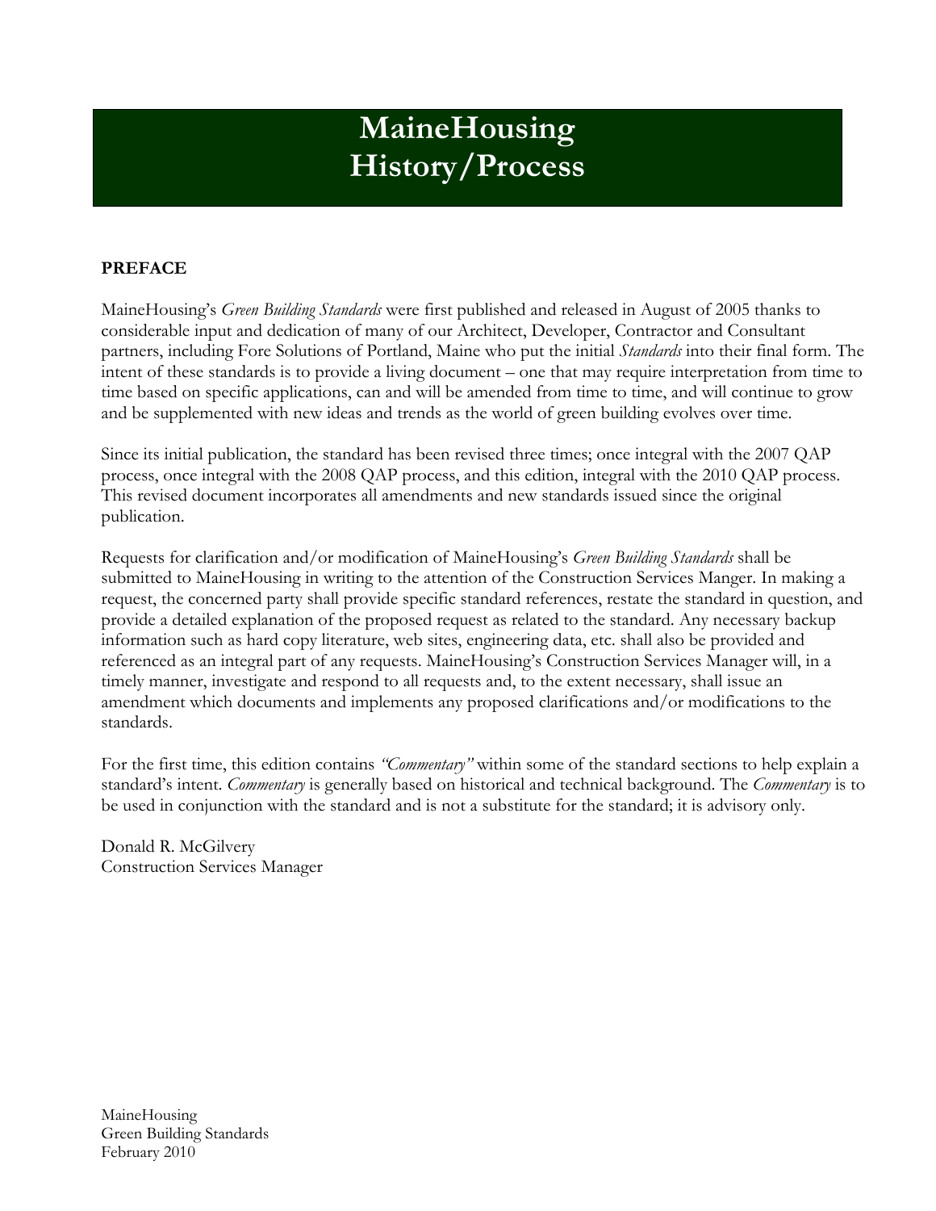# MaineHousing History/Process

**PREFACE**

MaineHousing's *Green Building Standards* were first published and released in August of 2005 thanks to considerable input and dedication of many of our Architect, Developer, Contractor and Consultant partners, including Fore Solutions of Portland, Maine who put the initial *Standards* into their final form. The intent of these standards is to provide a living document – one that may require interpretation from time to time based on specific applications, can and will be amended from time to time, and will continue to grow and be supplemented with new ideas and trends as the world of green building evolves over time.

Since its initial publication, the standard has been revised three times; once integral with the 2007 QAP process, once integral with the 2008 QAP process, and this edition, integral with the 2010 QAP process. This revised document incorporates all amendments and new standards issued since the original publication.

Requests for clarification and/or modification of MaineHousing's *Green Building Standards* shall be submitted to MaineHousing in writing to the attention of the Construction Services Manger. In making a request, the concerned party shall provide specific standard references, restate the standard in question, and provide a detailed explanation of the proposed request as related to the standard. Any necessary backup information such as hard copy literature, web sites, engineering data, etc. shall also be provided and referenced as an integral part of any requests. MaineHousing's Construction Services Manager will, in a timely manner, investigate and respond to all requests and, to the extent necessary, shall issue an amendment which documents and implements any proposed clarifications and/or modifications to the standards.

For the first time, this edition contains *"Commentary"* within some of the standard sections to help explain a standard's intent. *Commentary* is generally based on historical and technical background. The *Commentary* is to be used in conjunction with the standard and is not a substitute for the standard; it is advisory only.

Donald R. McGilvery
Construction Services Manager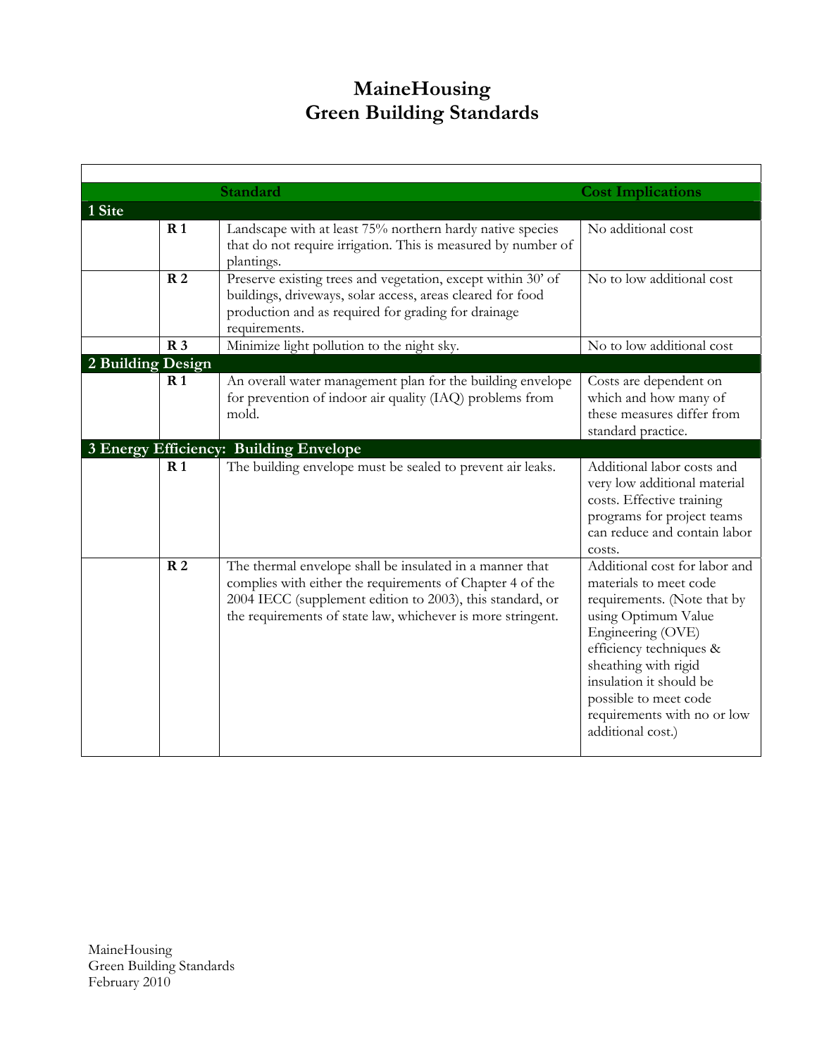# MaineHousing
# Green Building Standards

| | | Standard | Cost Implications |
|---|---|---|---|
| **1 Site** | | | |
| | **R 1** | Landscape with at least 75% northern hardy native species that do not require irrigation. This is measured by number of plantings. | No additional cost |
| | **R 2** | Preserve existing trees and vegetation, except within 30' of buildings, driveways, solar access, areas cleared for food production and as required for grading for drainage requirements. | No to low additional cost |
| | **R 3** | Minimize light pollution to the night sky. | No to low additional cost |
| **2 Building Design** | | | |
| | **R 1** | An overall water management plan for the building envelope for prevention of indoor air quality (IAQ) problems from mold. | Costs are dependent on which and how many of these measures differ from standard practice. |
| **3 Energy Efficiency: Building Envelope** | | | |
| | **R 1** | The building envelope must be sealed to prevent air leaks. | Additional labor costs and very low additional material costs. Effective training programs for project teams can reduce and contain labor costs. |
| | **R 2** | The thermal envelope shall be insulated in a manner that complies with either the requirements of Chapter 4 of the 2004 IECC (supplement edition to 2003), this standard, or the requirements of state law, whichever is more stringent. | Additional cost for labor and materials to meet code requirements. (Note that by using Optimum Value Engineering (OVE) efficiency techniques & sheathing with rigid insulation it should be possible to meet code requirements with no or low additional cost.) |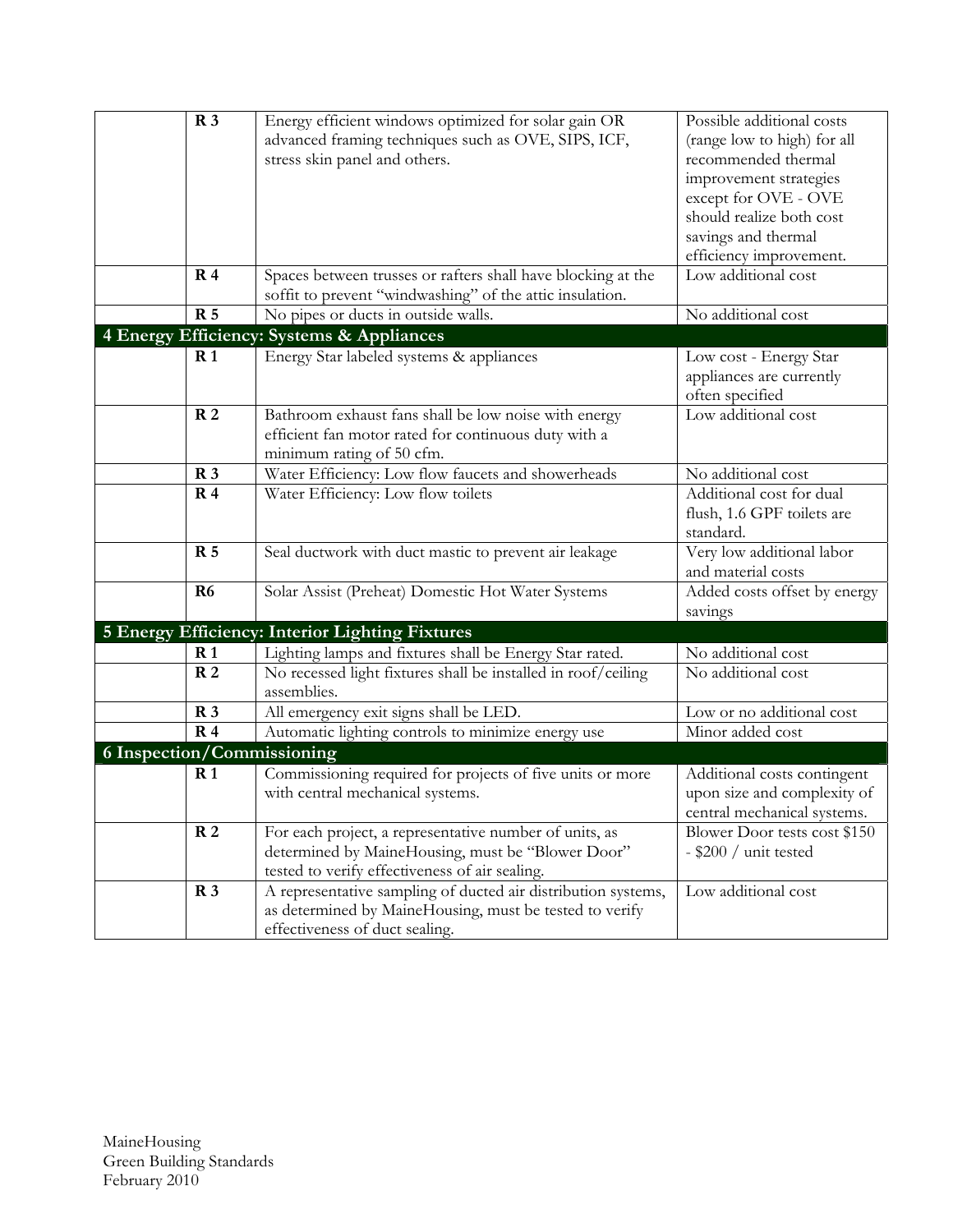| | | | |
|---|---|---|---|
| | **R 3** | Energy efficient windows optimized for solar gain OR advanced framing techniques such as OVE, SIPS, ICF, stress skin panel and others. | Possible additional costs (range low to high) for all recommended thermal improvement strategies except for OVE - OVE should realize both cost savings and thermal efficiency improvement. |
| | **R 4** | Spaces between trusses or rafters shall have blocking at the soffit to prevent "windwashing" of the attic insulation. | Low additional cost |
| | **R 5** | No pipes or ducts in outside walls. | No additional cost |
| **4 Energy Efficiency: Systems & Appliances** | | | |
| | **R 1** | Energy Star labeled systems & appliances | Low cost - Energy Star appliances are currently often specified |
| | **R 2** | Bathroom exhaust fans shall be low noise with energy efficient fan motor rated for continuous duty with a minimum rating of 50 cfm. | Low additional cost |
| | **R 3** | Water Efficiency: Low flow faucets and showerheads | No additional cost |
| | **R 4** | Water Efficiency: Low flow toilets | Additional cost for dual flush, 1.6 GPF toilets are standard. |
| | **R 5** | Seal ductwork with duct mastic to prevent air leakage | Very low additional labor and material costs |
| | **R6** | Solar Assist (Preheat) Domestic Hot Water Systems | Added costs offset by energy savings |
| **5 Energy Efficiency: Interior Lighting Fixtures** | | | |
| | **R 1** | Lighting lamps and fixtures shall be Energy Star rated. | No additional cost |
| | **R 2** | No recessed light fixtures shall be installed in roof/ceiling assemblies. | No additional cost |
| | **R 3** | All emergency exit signs shall be LED. | Low or no additional cost |
| | **R 4** | Automatic lighting controls to minimize energy use | Minor added cost |
| **6 Inspection/Commissioning** | | | |
| | **R 1** | Commissioning required for projects of five units or more with central mechanical systems. | Additional costs contingent upon size and complexity of central mechanical systems. |
| | **R 2** | For each project, a representative number of units, as determined by MaineHousing, must be "Blower Door" tested to verify effectiveness of air sealing. | Blower Door tests cost $150 - $200 / unit tested |
| | **R 3** | A representative sampling of ducted air distribution systems, as determined by MaineHousing, must be tested to verify effectiveness of duct sealing. | Low additional cost |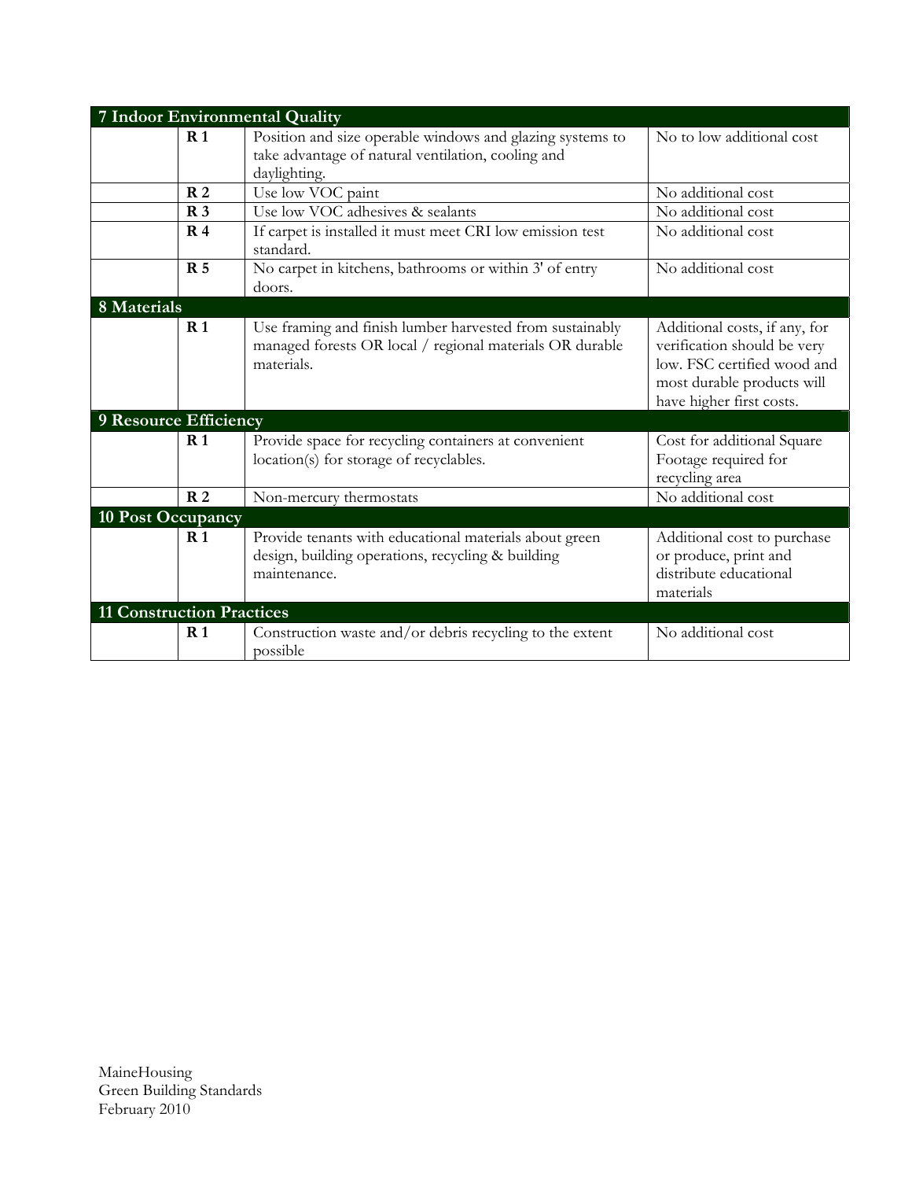| 7 Indoor Environmental Quality | | | |
|---|---|---|---|
| | **R 1** | Position and size operable windows and glazing systems to take advantage of natural ventilation, cooling and daylighting. | No to low additional cost |
| | **R 2** | Use low VOC paint | No additional cost |
| | **R 3** | Use low VOC adhesives & sealants | No additional cost |
| | **R 4** | If carpet is installed it must meet CRI low emission test standard. | No additional cost |
| | **R 5** | No carpet in kitchens, bathrooms or within 3' of entry doors. | No additional cost |
| **8 Materials** | | | |
| | **R 1** | Use framing and finish lumber harvested from sustainably managed forests OR local / regional materials OR durable materials. | Additional costs, if any, for verification should be very low. FSC certified wood and most durable products will have higher first costs. |
| **9 Resource Efficiency** | | | |
| | **R 1** | Provide space for recycling containers at convenient location(s) for storage of recyclables. | Cost for additional Square Footage required for recycling area |
| | **R 2** | Non-mercury thermostats | No additional cost |
| **10 Post Occupancy** | | | |
| | **R 1** | Provide tenants with educational materials about green design, building operations, recycling & building maintenance. | Additional cost to purchase or produce, print and distribute educational materials |
| **11 Construction Practices** | | | |
| | **R 1** | Construction waste and/or debris recycling to the extent possible | No additional cost |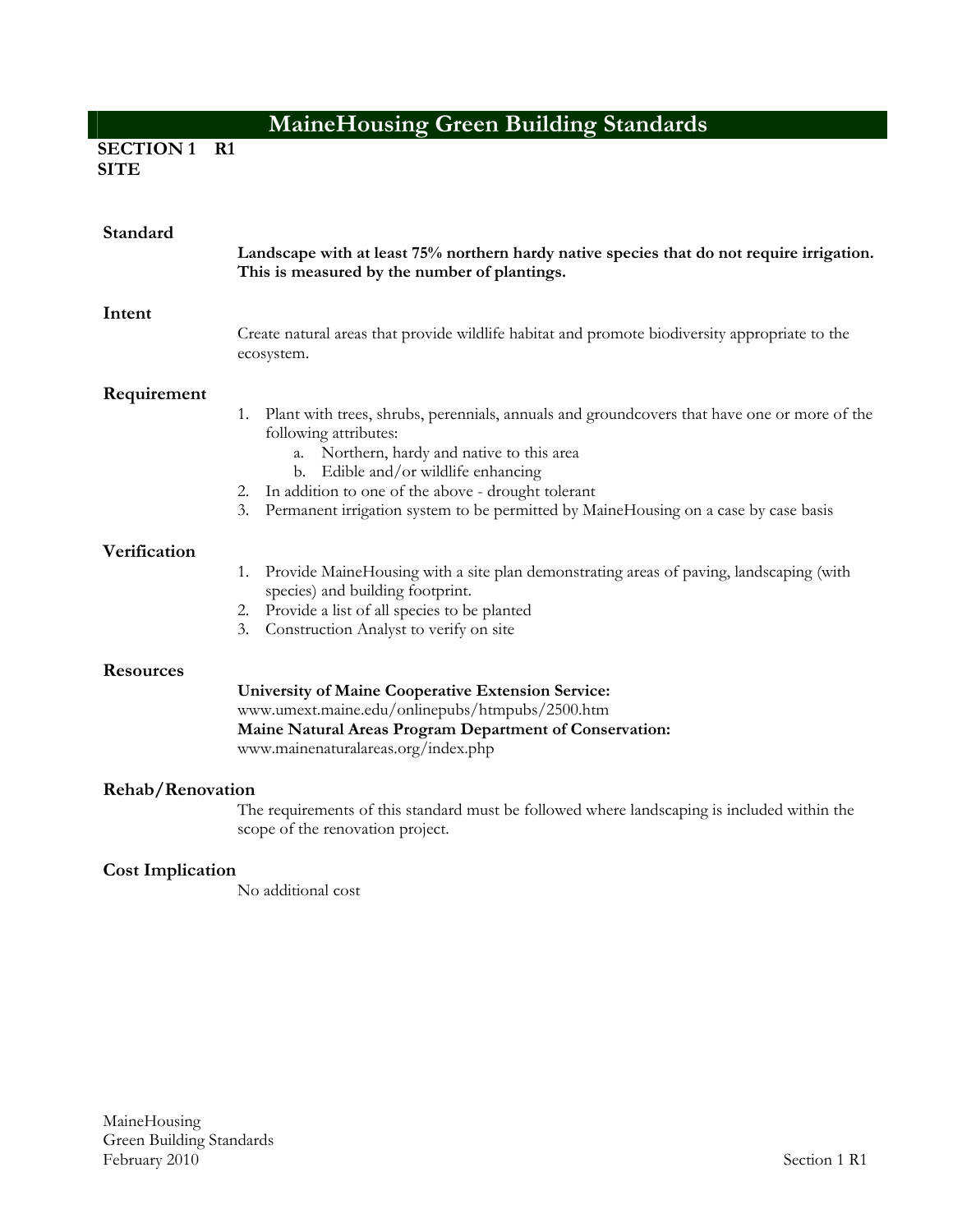# MaineHousing Green Building Standards

**SECTION 1 R1**
**SITE**

## Standard

**Landscape with at least 75% northern hardy native species that do not require irrigation. This is measured by the number of plantings.**

## Intent

Create natural areas that provide wildlife habitat and promote biodiversity appropriate to the ecosystem.

## Requirement

1. Plant with trees, shrubs, perennials, annuals and groundcovers that have one or more of the following attributes:
   a. Northern, hardy and native to this area
   b. Edible and/or wildlife enhancing
2. In addition to one of the above - drought tolerant
3. Permanent irrigation system to be permitted by MaineHousing on a case by case basis

## Verification

1. Provide MaineHousing with a site plan demonstrating areas of paving, landscaping (with species) and building footprint.
2. Provide a list of all species to be planted
3. Construction Analyst to verify on site

## Resources

**University of Maine Cooperative Extension Service:**
www.umext.maine.edu/onlinepubs/htmpubs/2500.htm
**Maine Natural Areas Program Department of Conservation:**
www.mainenaturalareas.org/index.php

## Rehab/Renovation

The requirements of this standard must be followed where landscaping is included within the scope of the renovation project.

## Cost Implication

No additional cost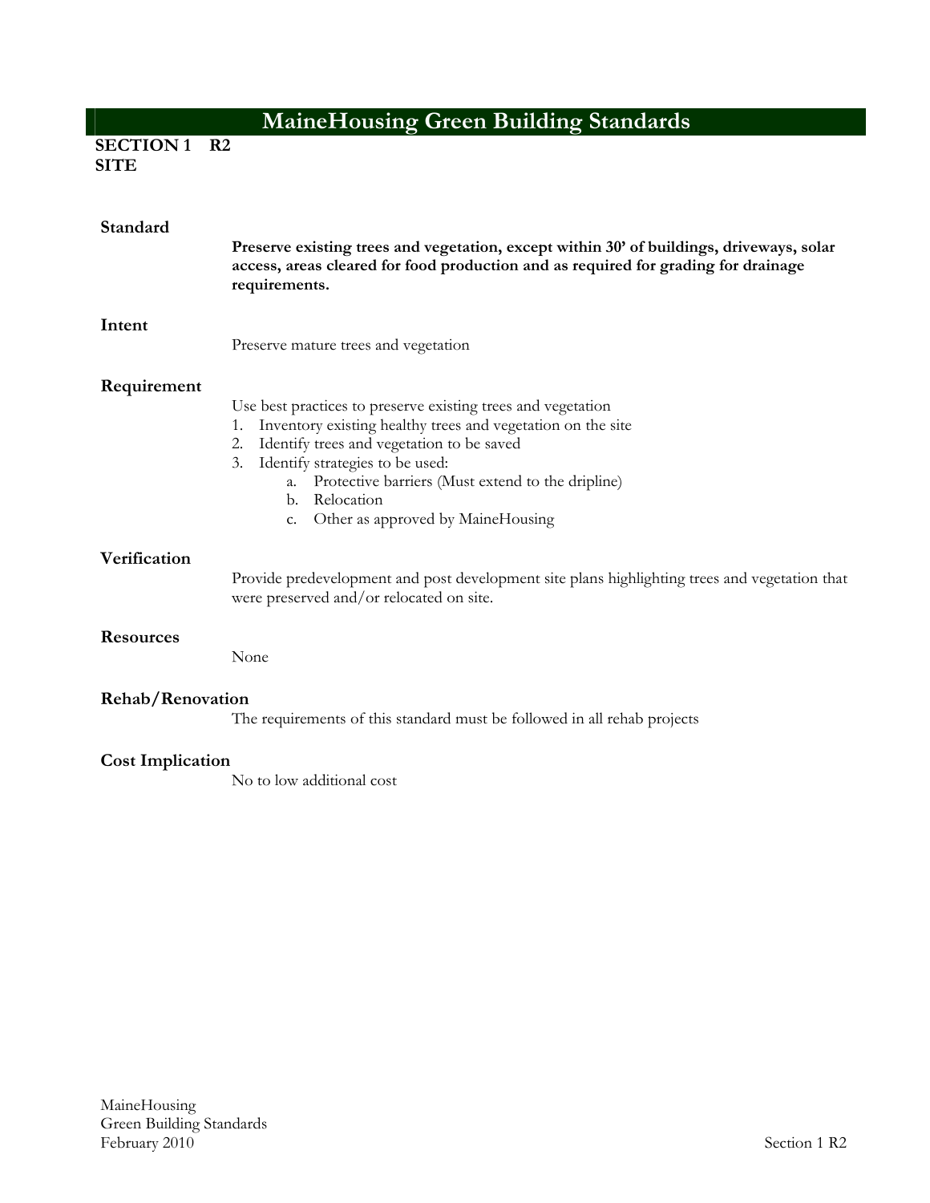# MaineHousing Green Building Standards

**SECTION 1 R2**
**SITE**

## Standard

**Preserve existing trees and vegetation, except within 30' of buildings, driveways, solar access, areas cleared for food production and as required for grading for drainage requirements.**

## Intent

Preserve mature trees and vegetation

## Requirement

Use best practices to preserve existing trees and vegetation

1. Inventory existing healthy trees and vegetation on the site
2. Identify trees and vegetation to be saved
3. Identify strategies to be used:
   a. Protective barriers (Must extend to the dripline)
   b. Relocation
   c. Other as approved by MaineHousing

## Verification

Provide predevelopment and post development site plans highlighting trees and vegetation that were preserved and/or relocated on site.

## Resources

None

## Rehab/Renovation

The requirements of this standard must be followed in all rehab projects

## Cost Implication

No to low additional cost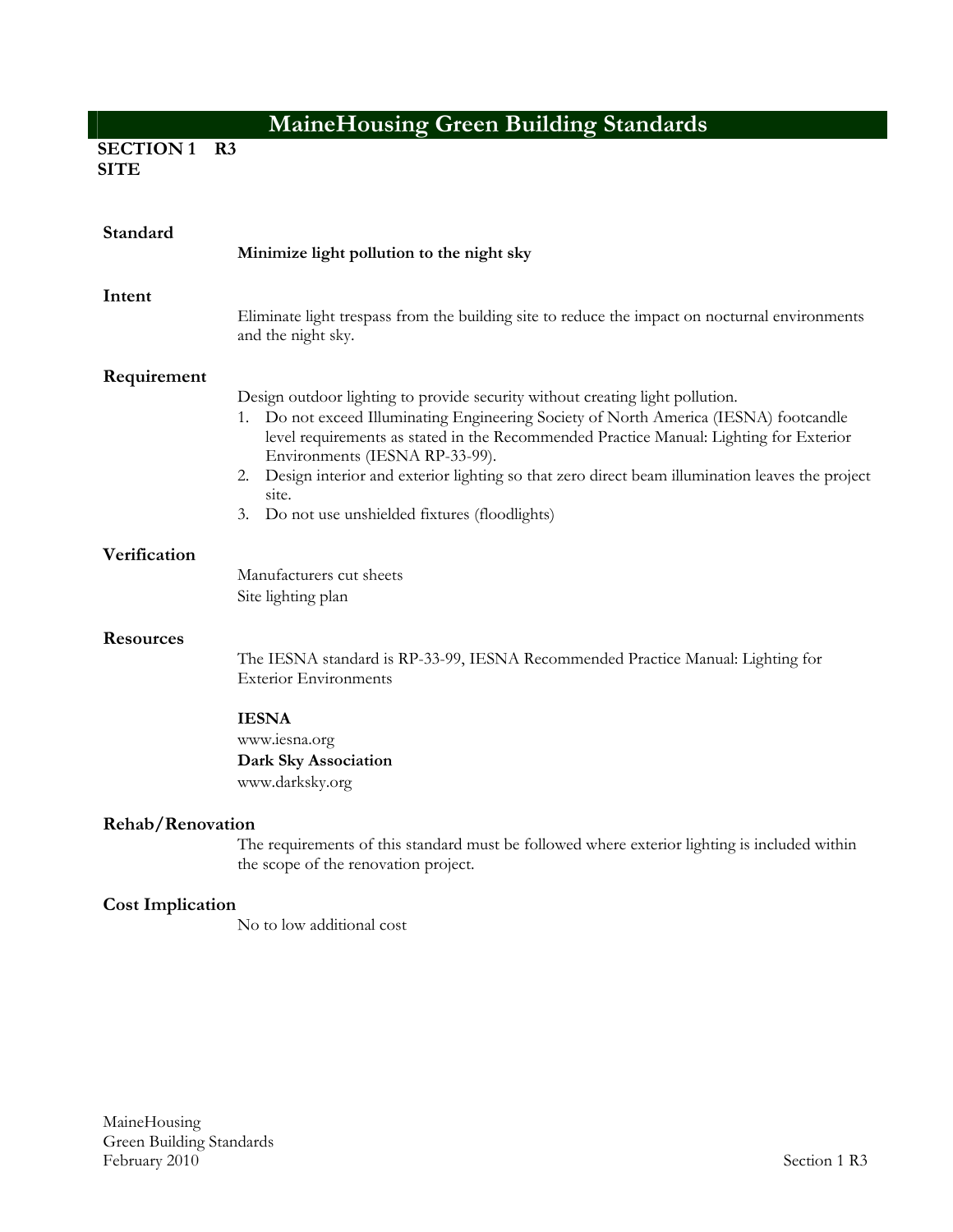# MaineHousing Green Building Standards

**SECTION 1 R3**
**SITE**

## Standard

**Minimize light pollution to the night sky**

## Intent

Eliminate light trespass from the building site to reduce the impact on nocturnal environments and the night sky.

## Requirement

Design outdoor lighting to provide security without creating light pollution.

1. Do not exceed Illuminating Engineering Society of North America (IESNA) footcandle level requirements as stated in the Recommended Practice Manual: Lighting for Exterior Environments (IESNA RP-33-99).
2. Design interior and exterior lighting so that zero direct beam illumination leaves the project site.
3. Do not use unshielded fixtures (floodlights)

## Verification

Manufacturers cut sheets
Site lighting plan

## Resources

The IESNA standard is RP-33-99, IESNA Recommended Practice Manual: Lighting for Exterior Environments

**IESNA**
www.iesna.org
**Dark Sky Association**
www.darksky.org

## Rehab/Renovation

The requirements of this standard must be followed where exterior lighting is included within the scope of the renovation project.

## Cost Implication

No to low additional cost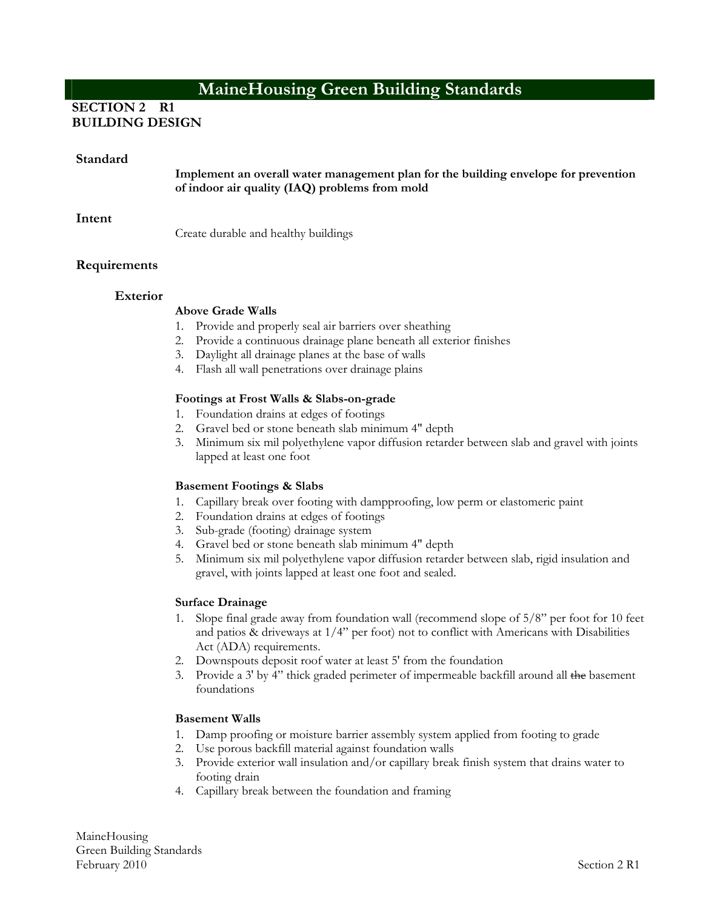# MaineHousing Green Building Standards

## SECTION 2 R1
## BUILDING DESIGN

### Standard

**Implement an overall water management plan for the building envelope for prevention of indoor air quality (IAQ) problems from mold**

### Intent

Create durable and healthy buildings

### Requirements

#### Exterior

**Above Grade Walls**

1. Provide and properly seal air barriers over sheathing
2. Provide a continuous drainage plane beneath all exterior finishes
3. Daylight all drainage planes at the base of walls
4. Flash all wall penetrations over drainage plains

**Footings at Frost Walls & Slabs-on-grade**

1. Foundation drains at edges of footings
2. Gravel bed or stone beneath slab minimum 4" depth
3. Minimum six mil polyethylene vapor diffusion retarder between slab and gravel with joints lapped at least one foot

**Basement Footings & Slabs**

1. Capillary break over footing with dampproofing, low perm or elastomeric paint
2. Foundation drains at edges of footings
3. Sub-grade (footing) drainage system
4. Gravel bed or stone beneath slab minimum 4" depth
5. Minimum six mil polyethylene vapor diffusion retarder between slab, rigid insulation and gravel, with joints lapped at least one foot and sealed.

**Surface Drainage**

1. Slope final grade away from foundation wall (recommend slope of 5/8" per foot for 10 feet and patios & driveways at 1/4" per foot) not to conflict with Americans with Disabilities Act (ADA) requirements.
2. Downspouts deposit roof water at least 5' from the foundation
3. Provide a 3' by 4" thick graded perimeter of impermeable backfill around all ~~the~~ basement foundations

**Basement Walls**

1. Damp proofing or moisture barrier assembly system applied from footing to grade
2. Use porous backfill material against foundation walls
3. Provide exterior wall insulation and/or capillary break finish system that drains water to footing drain
4. Capillary break between the foundation and framing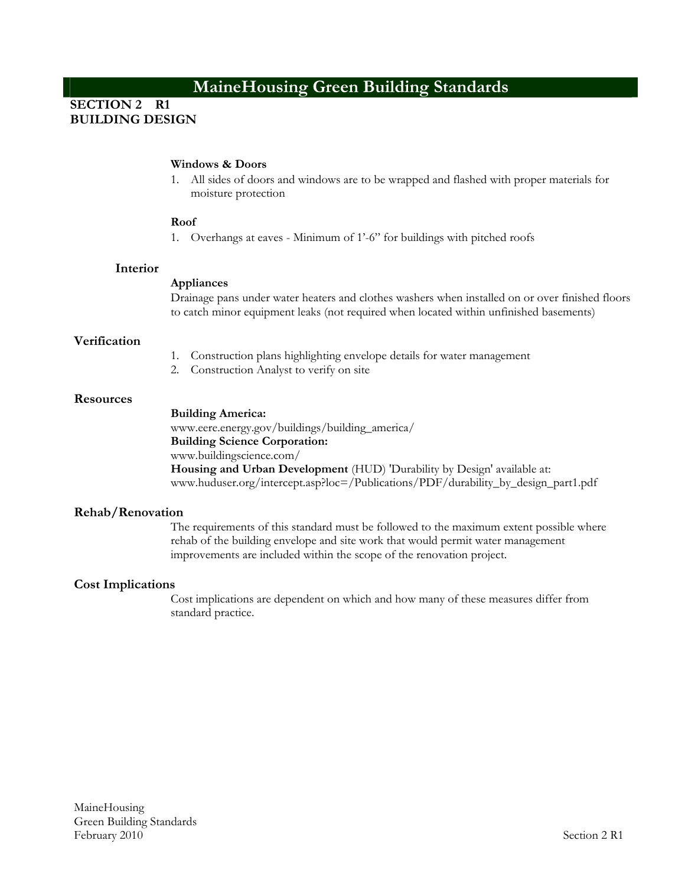# MaineHousing Green Building Standards

**SECTION 2 R1**
**BUILDING DESIGN**

**Windows & Doors**

1. All sides of doors and windows are to be wrapped and flashed with proper materials for moisture protection

**Roof**

1. Overhangs at eaves - Minimum of 1'-6" for buildings with pitched roofs

## Interior

**Appliances**

Drainage pans under water heaters and clothes washers when installed on or over finished floors to catch minor equipment leaks (not required when located within unfinished basements)

## Verification

1. Construction plans highlighting envelope details for water management
2. Construction Analyst to verify on site

## Resources

**Building America:**
www.eere.energy.gov/buildings/building_america/
**Building Science Corporation:**
www.buildingscience.com/
**Housing and Urban Development** (HUD) 'Durability by Design' available at:
www.huduser.org/intercept.asp?loc=/Publications/PDF/durability_by_design_part1.pdf

## Rehab/Renovation

The requirements of this standard must be followed to the maximum extent possible where rehab of the building envelope and site work that would permit water management improvements are included within the scope of the renovation project.

## Cost Implications

Cost implications are dependent on which and how many of these measures differ from standard practice.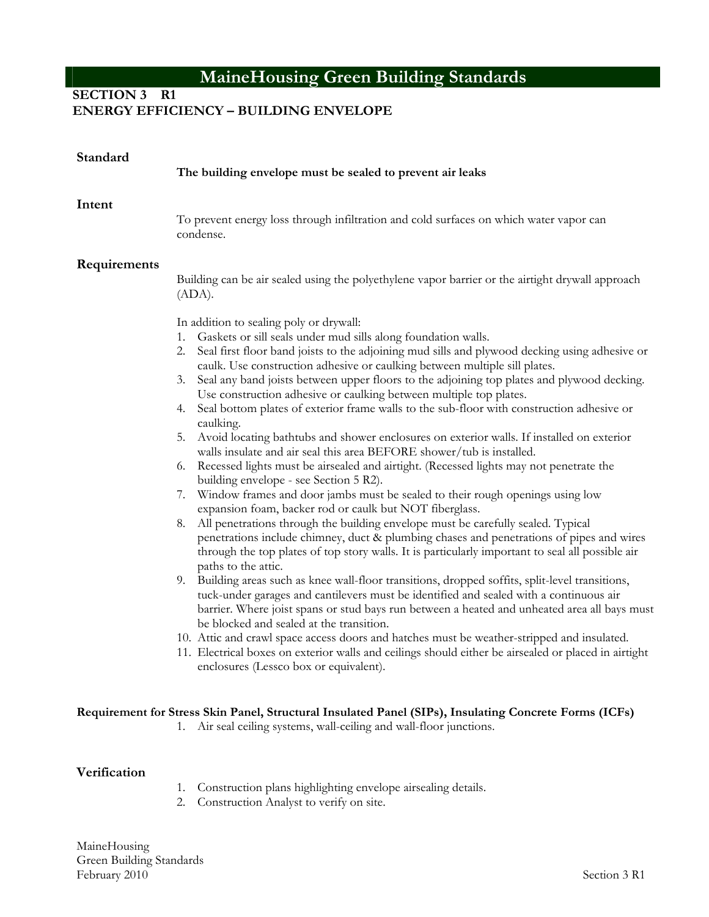# MaineHousing Green Building Standards

## SECTION 3 R1
## ENERGY EFFICIENCY – BUILDING ENVELOPE

### Standard

**The building envelope must be sealed to prevent air leaks**

### Intent

To prevent energy loss through infiltration and cold surfaces on which water vapor can condense.

### Requirements

Building can be air sealed using the polyethylene vapor barrier or the airtight drywall approach (ADA).

In addition to sealing poly or drywall:

1. Gaskets or sill seals under mud sills along foundation walls.
2. Seal first floor band joists to the adjoining mud sills and plywood decking using adhesive or caulk. Use construction adhesive or caulking between multiple sill plates.
3. Seal any band joists between upper floors to the adjoining top plates and plywood decking. Use construction adhesive or caulking between multiple top plates.
4. Seal bottom plates of exterior frame walls to the sub-floor with construction adhesive or caulking.
5. Avoid locating bathtubs and shower enclosures on exterior walls. If installed on exterior walls insulate and air seal this area BEFORE shower/tub is installed.
6. Recessed lights must be airsealed and airtight. (Recessed lights may not penetrate the building envelope - see Section 5 R2).
7. Window frames and door jambs must be sealed to their rough openings using low expansion foam, backer rod or caulk but NOT fiberglass.
8. All penetrations through the building envelope must be carefully sealed. Typical penetrations include chimney, duct & plumbing chases and penetrations of pipes and wires through the top plates of top story walls. It is particularly important to seal all possible air paths to the attic.
9. Building areas such as knee wall-floor transitions, dropped soffits, split-level transitions, tuck-under garages and cantilevers must be identified and sealed with a continuous air barrier. Where joist spans or stud bays run between a heated and unheated area all bays must be blocked and sealed at the transition.
10. Attic and crawl space access doors and hatches must be weather-stripped and insulated.
11. Electrical boxes on exterior walls and ceilings should either be airsealed or placed in airtight enclosures (Lessco box or equivalent).

**Requirement for Stress Skin Panel, Structural Insulated Panel (SIPs), Insulating Concrete Forms (ICFs)**

1. Air seal ceiling systems, wall-ceiling and wall-floor junctions.

### Verification

1. Construction plans highlighting envelope airsealing details.
2. Construction Analyst to verify on site.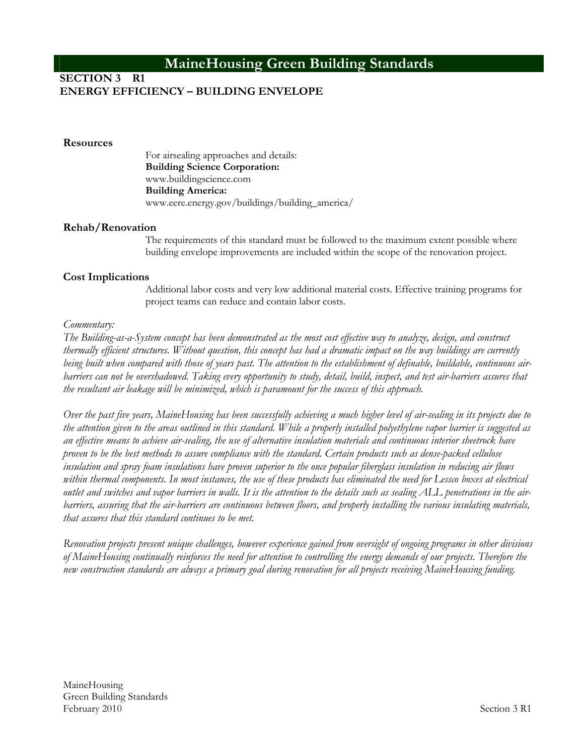# MaineHousing Green Building Standards

## SECTION 3 R1
## ENERGY EFFICIENCY – BUILDING ENVELOPE

**Resources**

For airsealing approaches and details:
**Building Science Corporation:**
www.buildingscience.com
**Building America:**
www.eere.energy.gov/buildings/building_america/

**Rehab/Renovation**

The requirements of this standard must be followed to the maximum extent possible where building envelope improvements are included within the scope of the renovation project.

**Cost Implications**

Additional labor costs and very low additional material costs. Effective training programs for project teams can reduce and contain labor costs.

*Commentary:*

*The Building-as-a-System concept has been demonstrated as the most cost effective way to analyze, design, and construct thermally efficient structures. Without question, this concept has had a dramatic impact on the way buildings are currently being built when compared with those of years past. The attention to the establishment of definable, buildable, continuous air-barriers can not be overshadowed. Taking every opportunity to study, detail, build, inspect, and test air-barriers assures that the resultant air leakage will be minimized, which is paramount for the success of this approach.*

*Over the past five years, MaineHousing has been successfully achieving a much higher level of air-sealing in its projects due to the attention given to the areas outlined in this standard. While a properly installed polyethylene vapor barrier is suggested as an effective means to achieve air-sealing, the use of alternative insulation materials and continuous interior sheetrock have proven to be the best methods to assure compliance with the standard. Certain products such as dense-packed cellulose insulation and spray foam insulations have proven superior to the once popular fiberglass insulation in reducing air flows within thermal components. In most instances, the use of these products has eliminated the need for Lessco boxes at electrical outlet and switches and vapor barriers in walls. It is the attention to the details such as sealing ALL penetrations in the air-barriers, assuring that the air-barriers are continuous between floors, and properly installing the various insulating materials, that assures that this standard continues to be met.*

*Renovation projects present unique challenges, however experience gained from oversight of ongoing programs in other divisions of MaineHousing continually reinforces the need for attention to controlling the energy demands of our projects. Therefore the new construction standards are always a primary goal during renovation for all projects receiving MaineHousing funding.*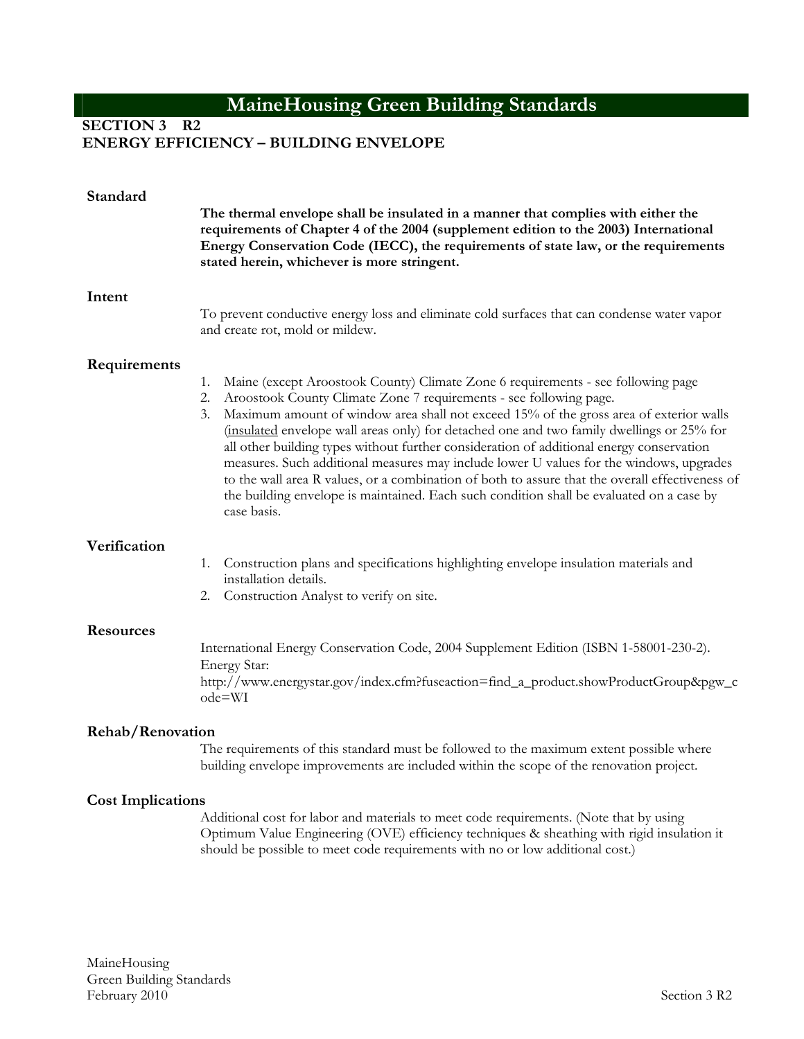# MaineHousing Green Building Standards

## SECTION 3 R2
## ENERGY EFFICIENCY – BUILDING ENVELOPE

### Standard

**The thermal envelope shall be insulated in a manner that complies with either the requirements of Chapter 4 of the 2004 (supplement edition to the 2003) International Energy Conservation Code (IECC), the requirements of state law, or the requirements stated herein, whichever is more stringent.**

### Intent

To prevent conductive energy loss and eliminate cold surfaces that can condense water vapor and create rot, mold or mildew.

### Requirements

1. Maine (except Aroostook County) Climate Zone 6 requirements - see following page
2. Aroostook County Climate Zone 7 requirements - see following page.
3. Maximum amount of window area shall not exceed 15% of the gross area of exterior walls (<u>insulated</u> envelope wall areas only) for detached one and two family dwellings or 25% for all other building types without further consideration of additional energy conservation measures. Such additional measures may include lower U values for the windows, upgrades to the wall area R values, or a combination of both to assure that the overall effectiveness of the building envelope is maintained. Each such condition shall be evaluated on a case by case basis.

### Verification

1. Construction plans and specifications highlighting envelope insulation materials and installation details.
2. Construction Analyst to verify on site.

### Resources

International Energy Conservation Code, 2004 Supplement Edition (ISBN 1-58001-230-2).
Energy Star:
http://www.energystar.gov/index.cfm?fuseaction=find_a_product.showProductGroup&pgw_code=WI

### Rehab/Renovation

The requirements of this standard must be followed to the maximum extent possible where building envelope improvements are included within the scope of the renovation project.

### Cost Implications

Additional cost for labor and materials to meet code requirements. (Note that by using Optimum Value Engineering (OVE) efficiency techniques & sheathing with rigid insulation it should be possible to meet code requirements with no or low additional cost.)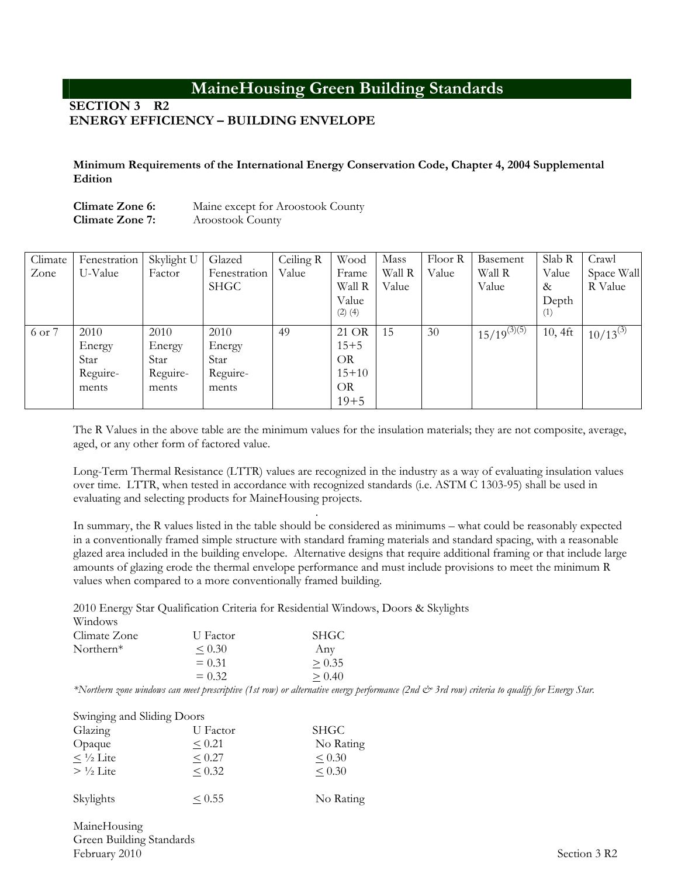# MaineHousing Green Building Standards

**SECTION 3 R2**
**ENERGY EFFICIENCY – BUILDING ENVELOPE**

**Minimum Requirements of the International Energy Conservation Code, Chapter 4, 2004 Supplemental Edition**

**Climate Zone 6:** Maine except for Aroostook County
**Climate Zone 7:** Aroostook County

| Climate Zone | Fenestration U-Value | Skylight U Factor | Glazed Fenestration SHGC | Ceiling R Value | Wood Frame Wall R Value (2) (4) | Mass Wall R Value | Floor R Value | Basement Wall R Value | Slab R Value & Depth (1) | Crawl Space Wall R Value |
|---|---|---|---|---|---|---|---|---|---|---|
| 6 or 7 | 2010 Energy Star Require-ments | 2010 Energy Star Require-ments | 2010 Energy Star Require-ments | 49 | 21 OR 15+5 OR 15+10 OR 19+5 | 15 | 30 | 15/19 (3)(5) | 10, 4ft | 10/13 (3) |

The R Values in the above table are the minimum values for the insulation materials; they are not composite, average, aged, or any other form of factored value.

Long-Term Thermal Resistance (LTTR) values are recognized in the industry as a way of evaluating insulation values over time. LTTR, when tested in accordance with recognized standards (i.e. ASTM C 1303-95) shall be used in evaluating and selecting products for MaineHousing projects.

In summary, the R values listed in the table should be considered as minimums – what could be reasonably expected in a conventionally framed simple structure with standard framing materials and standard spacing, with a reasonable glazed area included in the building envelope. Alternative designs that require additional framing or that include large amounts of glazing erode the thermal envelope performance and must include provisions to meet the minimum R values when compared to a more conventionally framed building.

2010 Energy Star Qualification Criteria for Residential Windows, Doors & Skylights

Windows

| Climate Zone | U Factor | SHGC |
|---|---|---|
| Northern* | ≤ 0.30 | Any |
| | = 0.31 | ≥ 0.35 |
| | = 0.32 | ≥ 0.40 |

*\*Northern zone windows can meet prescriptive (1st row) or alternative energy performance (2nd & 3rd row) criteria to qualify for Energy Star.*

Swinging and Sliding Doors

| Glazing | U Factor | SHGC |
|---|---|---|
| Opaque | ≤ 0.21 | No Rating |
| ≤ ½ Lite | ≤ 0.27 | ≤ 0.30 |
| > ½ Lite | ≤ 0.32 | ≤ 0.30 |
| | | |
| Skylights | ≤ 0.55 | No Rating |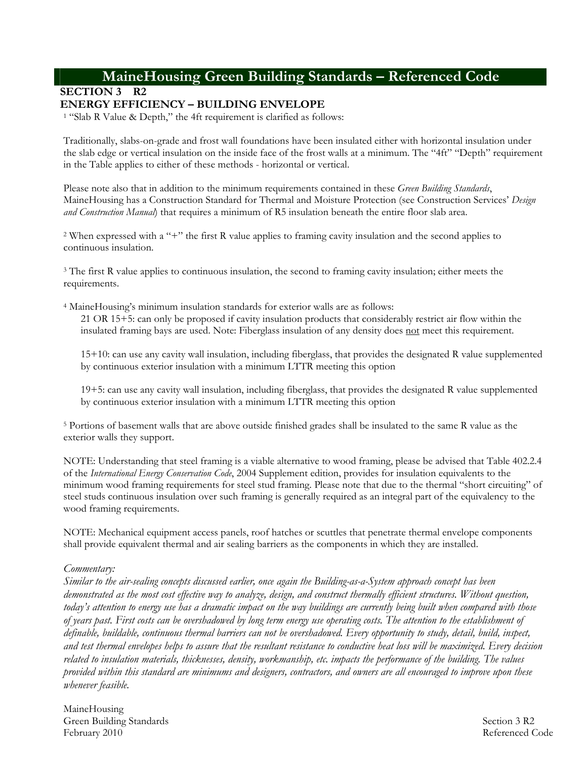# MaineHousing Green Building Standards – Referenced Code

## SECTION 3 R2

## ENERGY EFFICIENCY – BUILDING ENVELOPE

[1] "Slab R Value & Depth," the 4ft requirement is clarified as follows:

Traditionally, slabs-on-grade and frost wall foundations have been insulated either with horizontal insulation under the slab edge or vertical insulation on the inside face of the frost walls at a minimum. The "4ft" "Depth" requirement in the Table applies to either of these methods - horizontal or vertical.

Please note also that in addition to the minimum requirements contained in these *Green Building Standards*, MaineHousing has a Construction Standard for Thermal and Moisture Protection (see Construction Services' *Design and Construction Manual*) that requires a minimum of R5 insulation beneath the entire floor slab area.

[2] When expressed with a "+" the first R value applies to framing cavity insulation and the second applies to continuous insulation.

[3] The first R value applies to continuous insulation, the second to framing cavity insulation; either meets the requirements.

[4] MaineHousing's minimum insulation standards for exterior walls are as follows:

21 OR 15+5: can only be proposed if cavity insulation products that considerably restrict air flow within the insulated framing bays are used. Note: Fiberglass insulation of any density does <u>not</u> meet this requirement.

15+10: can use any cavity wall insulation, including fiberglass, that provides the designated R value supplemented by continuous exterior insulation with a minimum LTTR meeting this option

19+5: can use any cavity wall insulation, including fiberglass, that provides the designated R value supplemented by continuous exterior insulation with a minimum LTTR meeting this option

[5] Portions of basement walls that are above outside finished grades shall be insulated to the same R value as the exterior walls they support.

NOTE: Understanding that steel framing is a viable alternative to wood framing, please be advised that Table 402.2.4 of the *International Energy Conservation Code*, 2004 Supplement edition, provides for insulation equivalents to the minimum wood framing requirements for steel stud framing. Please note that due to the thermal "short circuiting" of steel studs continuous insulation over such framing is generally required as an integral part of the equivalency to the wood framing requirements.

NOTE: Mechanical equipment access panels, roof hatches or scuttles that penetrate thermal envelope components shall provide equivalent thermal and air sealing barriers as the components in which they are installed.

*Commentary:*

*Similar to the air-sealing concepts discussed earlier, once again the Building-as-a-System approach concept has been demonstrated as the most cost effective way to analyze, design, and construct thermally efficient structures. Without question, today's attention to energy use has a dramatic impact on the way buildings are currently being built when compared with those of years past. First costs can be overshadowed by long term energy use operating costs. The attention to the establishment of definable, buildable, continuous thermal barriers can not be overshadowed. Every opportunity to study, detail, build, inspect, and test thermal envelopes helps to assure that the resultant resistance to conductive heat loss will be maximized. Every decision related to insulation materials, thicknesses, density, workmanship, etc. impacts the performance of the building. The values provided within this standard are minimums and designers, contractors, and owners are all encouraged to improve upon these whenever feasible.*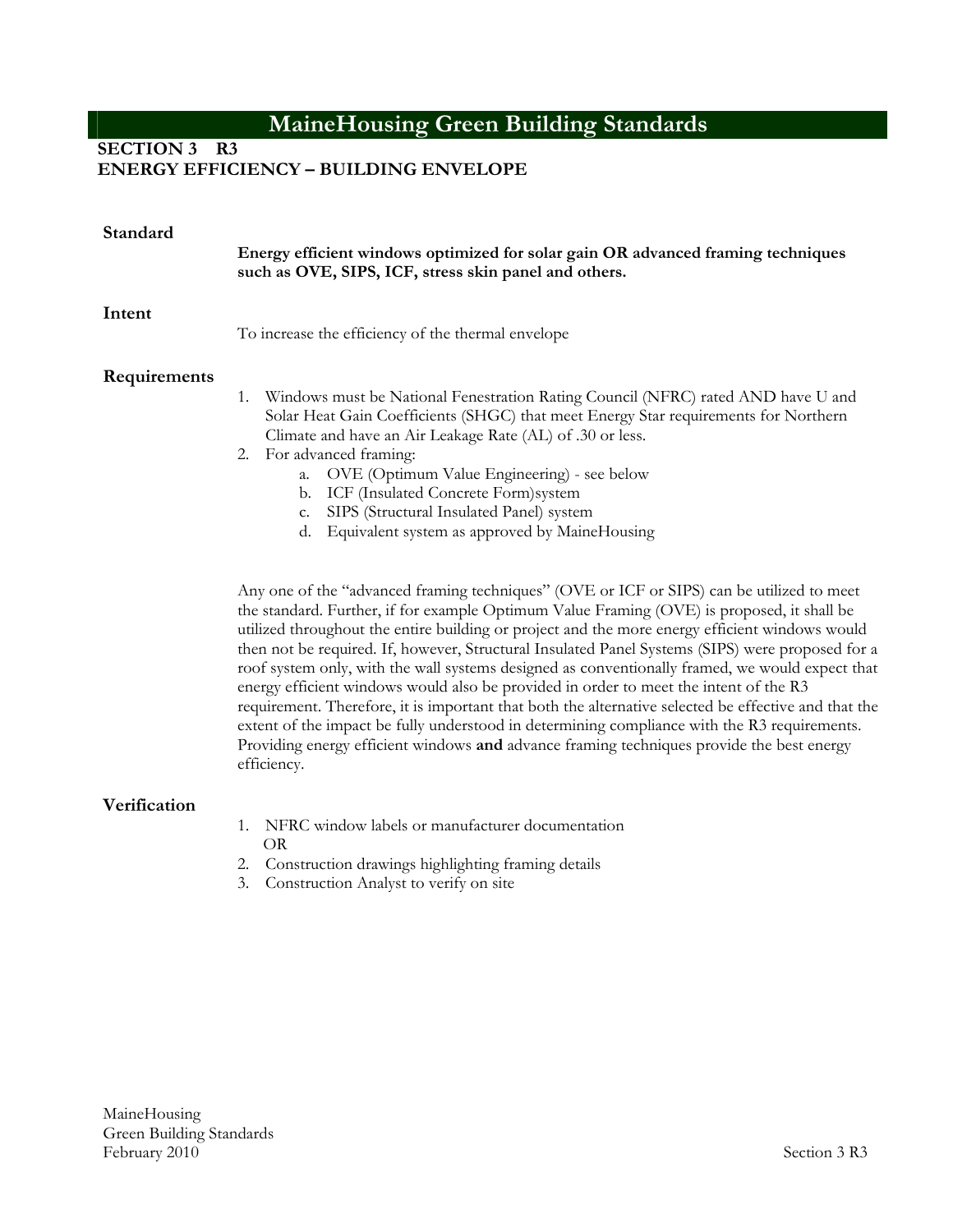# MaineHousing Green Building Standards

## SECTION 3 R3
## ENERGY EFFICIENCY – BUILDING ENVELOPE

### Standard

**Energy efficient windows optimized for solar gain OR advanced framing techniques such as OVE, SIPS, ICF, stress skin panel and others.**

### Intent

To increase the efficiency of the thermal envelope

### Requirements

1. Windows must be National Fenestration Rating Council (NFRC) rated AND have U and Solar Heat Gain Coefficients (SHGC) that meet Energy Star requirements for Northern Climate and have an Air Leakage Rate (AL) of .30 or less.
2. For advanced framing:
   a. OVE (Optimum Value Engineering) - see below
   b. ICF (Insulated Concrete Form)system
   c. SIPS (Structural Insulated Panel) system
   d. Equivalent system as approved by MaineHousing

Any one of the "advanced framing techniques" (OVE or ICF or SIPS) can be utilized to meet the standard. Further, if for example Optimum Value Framing (OVE) is proposed, it shall be utilized throughout the entire building or project and the more energy efficient windows would then not be required. If, however, Structural Insulated Panel Systems (SIPS) were proposed for a roof system only, with the wall systems designed as conventionally framed, we would expect that energy efficient windows would also be provided in order to meet the intent of the R3 requirement. Therefore, it is important that both the alternative selected be effective and that the extent of the impact be fully understood in determining compliance with the R3 requirements. Providing energy efficient windows **and** advance framing techniques provide the best energy efficiency.

### Verification

1. NFRC window labels or manufacturer documentation
   OR
2. Construction drawings highlighting framing details
3. Construction Analyst to verify on site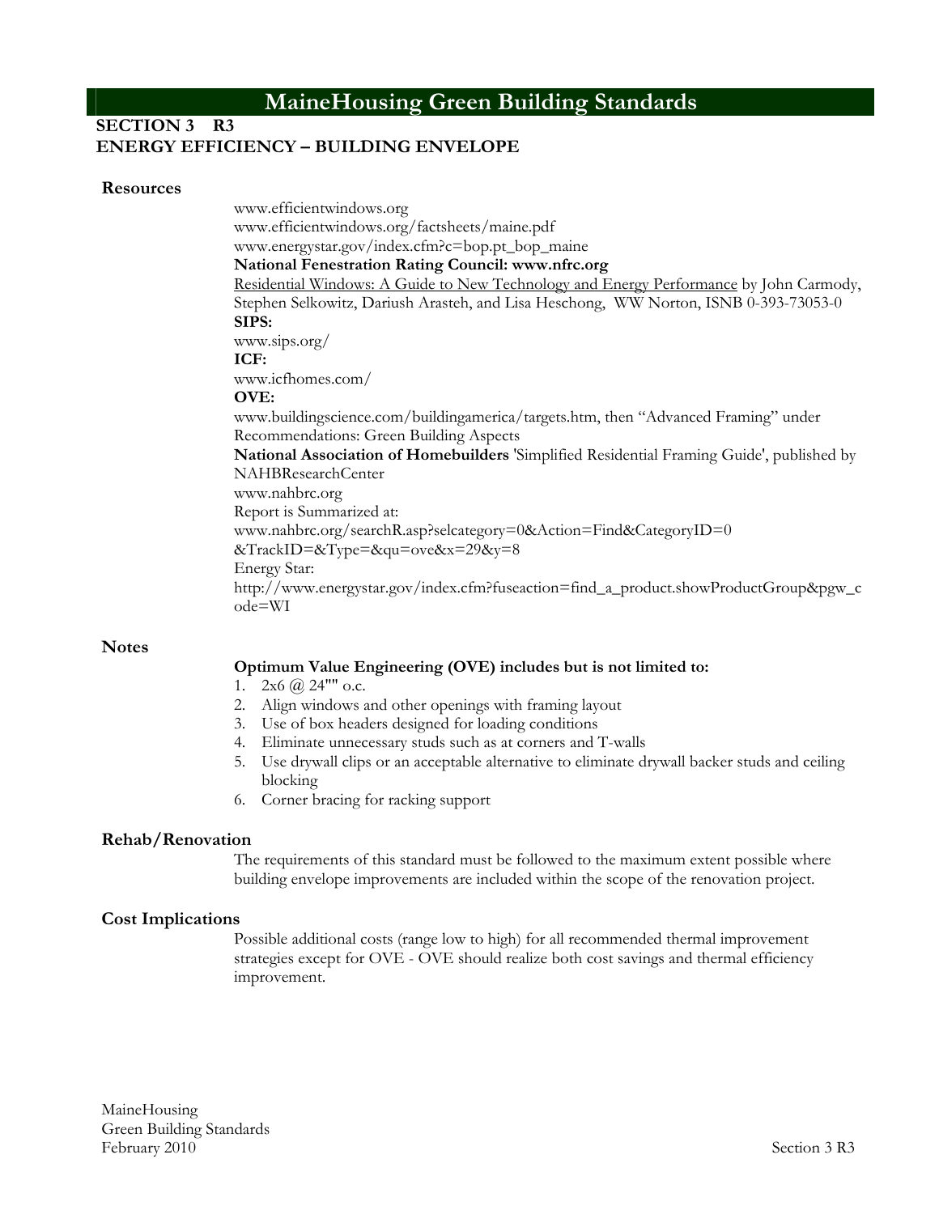# MaineHousing Green Building Standards

## SECTION 3 R3
## ENERGY EFFICIENCY – BUILDING ENVELOPE

### Resources

www.efficientwindows.org
www.efficientwindows.org/factsheets/maine.pdf
www.energystar.gov/index.cfm?c=bop.pt_bop_maine
**National Fenestration Rating Council: www.nfrc.org**
Residential Windows: A Guide to New Technology and Energy Performance by John Carmody, Stephen Selkowitz, Dariush Arasteh, and Lisa Heschong, WW Norton, ISNB 0-393-73053-0
**SIPS:**
www.sips.org/
**ICF:**
www.icfhomes.com/
**OVE:**
www.buildingscience.com/buildingamerica/targets.htm, then "Advanced Framing" under Recommendations: Green Building Aspects
**National Association of Homebuilders** 'Simplified Residential Framing Guide', published by NAHBResearchCenter
www.nahbrc.org
Report is Summarized at:
www.nahbrc.org/searchR.asp?selcategory=0&Action=Find&CategoryID=0&TrackID=&Type=&qu=ove&x=29&y=8
Energy Star:
http://www.energystar.gov/index.cfm?fuseaction=find_a_product.showProductGroup&pgw_code=WI

### Notes

**Optimum Value Engineering (OVE) includes but is not limited to:**

1. 2x6 @ 24"" o.c.
2. Align windows and other openings with framing layout
3. Use of box headers designed for loading conditions
4. Eliminate unnecessary studs such as at corners and T-walls
5. Use drywall clips or an acceptable alternative to eliminate drywall backer studs and ceiling blocking
6. Corner bracing for racking support

### Rehab/Renovation

The requirements of this standard must be followed to the maximum extent possible where building envelope improvements are included within the scope of the renovation project.

### Cost Implications

Possible additional costs (range low to high) for all recommended thermal improvement strategies except for OVE - OVE should realize both cost savings and thermal efficiency improvement.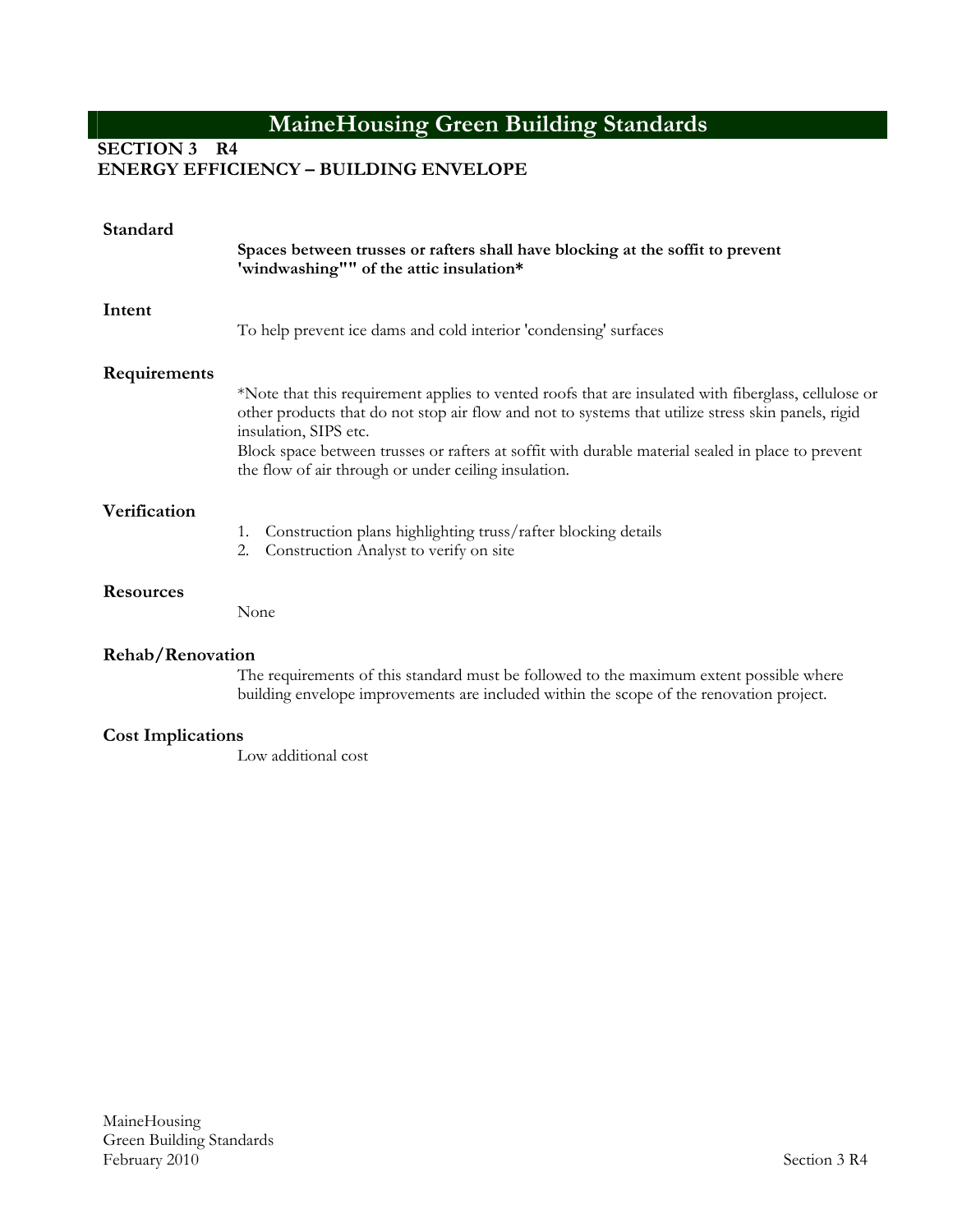# MaineHousing Green Building Standards

**SECTION 3 R4**
**ENERGY EFFICIENCY – BUILDING ENVELOPE**

### Standard

**Spaces between trusses or rafters shall have blocking at the soffit to prevent 'windwashing"" of the attic insulation***

### Intent

To help prevent ice dams and cold interior 'condensing' surfaces

### Requirements

*Note that this requirement applies to vented roofs that are insulated with fiberglass, cellulose or other products that do not stop air flow and not to systems that utilize stress skin panels, rigid insulation, SIPS etc.
Block space between trusses or rafters at soffit with durable material sealed in place to prevent the flow of air through or under ceiling insulation.

### Verification

1. Construction plans highlighting truss/rafter blocking details
2. Construction Analyst to verify on site

### Resources

None

### Rehab/Renovation

The requirements of this standard must be followed to the maximum extent possible where building envelope improvements are included within the scope of the renovation project.

### Cost Implications

Low additional cost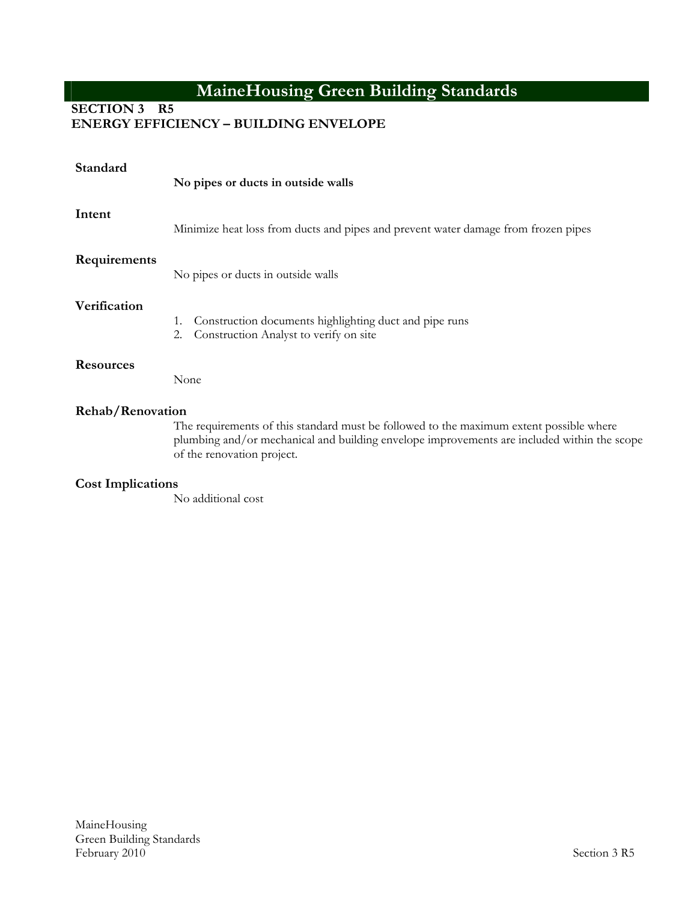# MaineHousing Green Building Standards

**SECTION 3 R5**
**ENERGY EFFICIENCY – BUILDING ENVELOPE**

### Standard

**No pipes or ducts in outside walls**

### Intent

Minimize heat loss from ducts and pipes and prevent water damage from frozen pipes

### Requirements

No pipes or ducts in outside walls

### Verification

1. Construction documents highlighting duct and pipe runs
2. Construction Analyst to verify on site

### Resources

None

### Rehab/Renovation

The requirements of this standard must be followed to the maximum extent possible where plumbing and/or mechanical and building envelope improvements are included within the scope of the renovation project.

### Cost Implications

No additional cost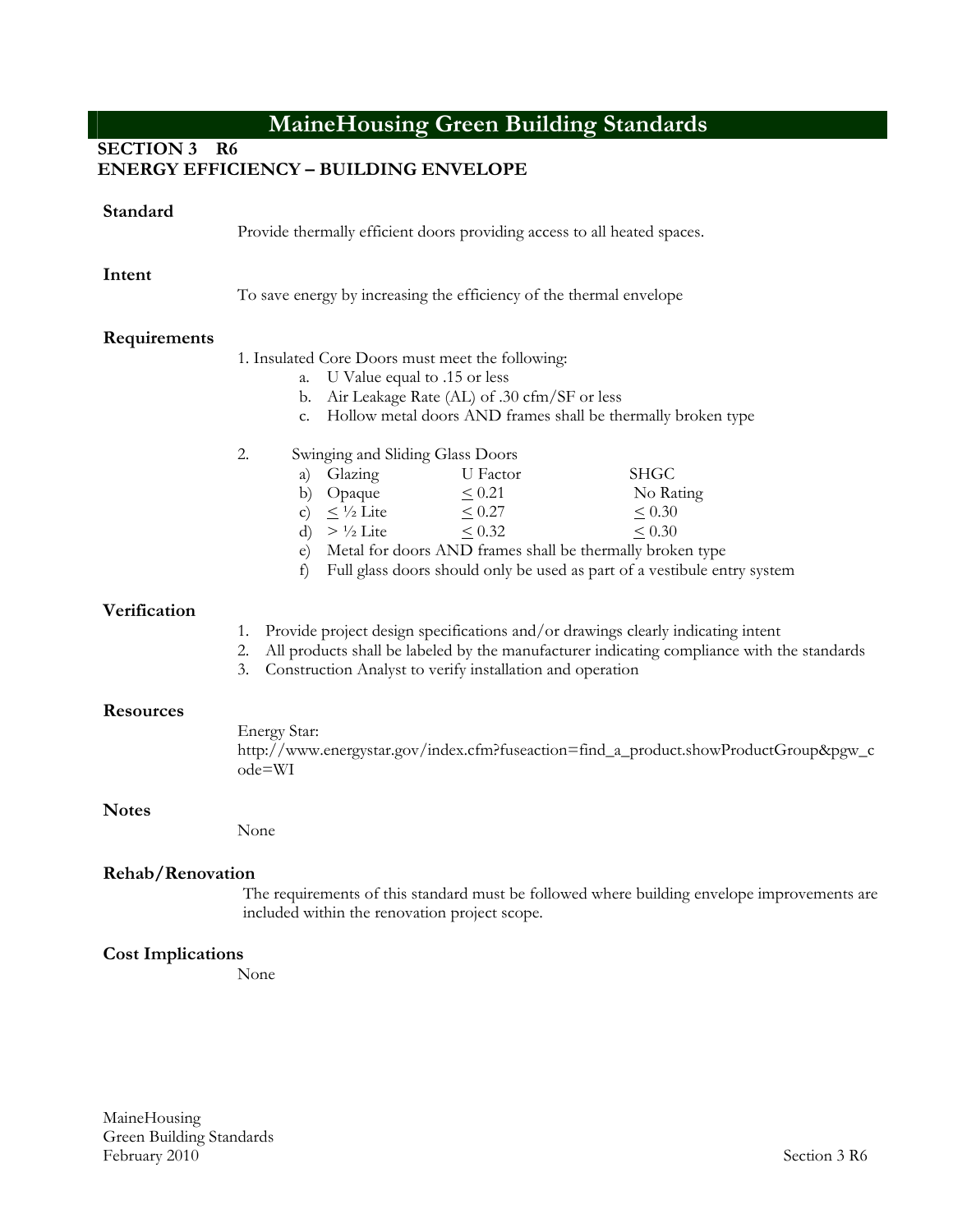# MaineHousing Green Building Standards

## SECTION 3 R6
## ENERGY EFFICIENCY – BUILDING ENVELOPE

### Standard

Provide thermally efficient doors providing access to all heated spaces.

### Intent

To save energy by increasing the efficiency of the thermal envelope

### Requirements

1. Insulated Core Doors must meet the following:
   a. U Value equal to .15 or less
   b. Air Leakage Rate (AL) of .30 cfm/SF or less
   c. Hollow metal doors AND frames shall be thermally broken type

2. Swinging and Sliding Glass Doors

| | Glazing | U Factor | SHGC |
|---|---|---|---|
| b) | Opaque | ≤ 0.21 | No Rating |
| c) | ≤ ½ Lite | ≤ 0.27 | ≤ 0.30 |
| d) | > ½ Lite | ≤ 0.32 | ≤ 0.30 |

   e) Metal for doors AND frames shall be thermally broken type
   f) Full glass doors should only be used as part of a vestibule entry system

Note: the table header row (Glazing / U Factor / SHGC) is item a) in the source.

### Verification

1. Provide project design specifications and/or drawings clearly indicating intent
2. All products shall be labeled by the manufacturer indicating compliance with the standards
3. Construction Analyst to verify installation and operation

### Resources

Energy Star:
http://www.energystar.gov/index.cfm?fuseaction=find_a_product.showProductGroup&pgw_code=WI

### Notes

None

### Rehab/Renovation

The requirements of this standard must be followed where building envelope improvements are included within the renovation project scope.

### Cost Implications

None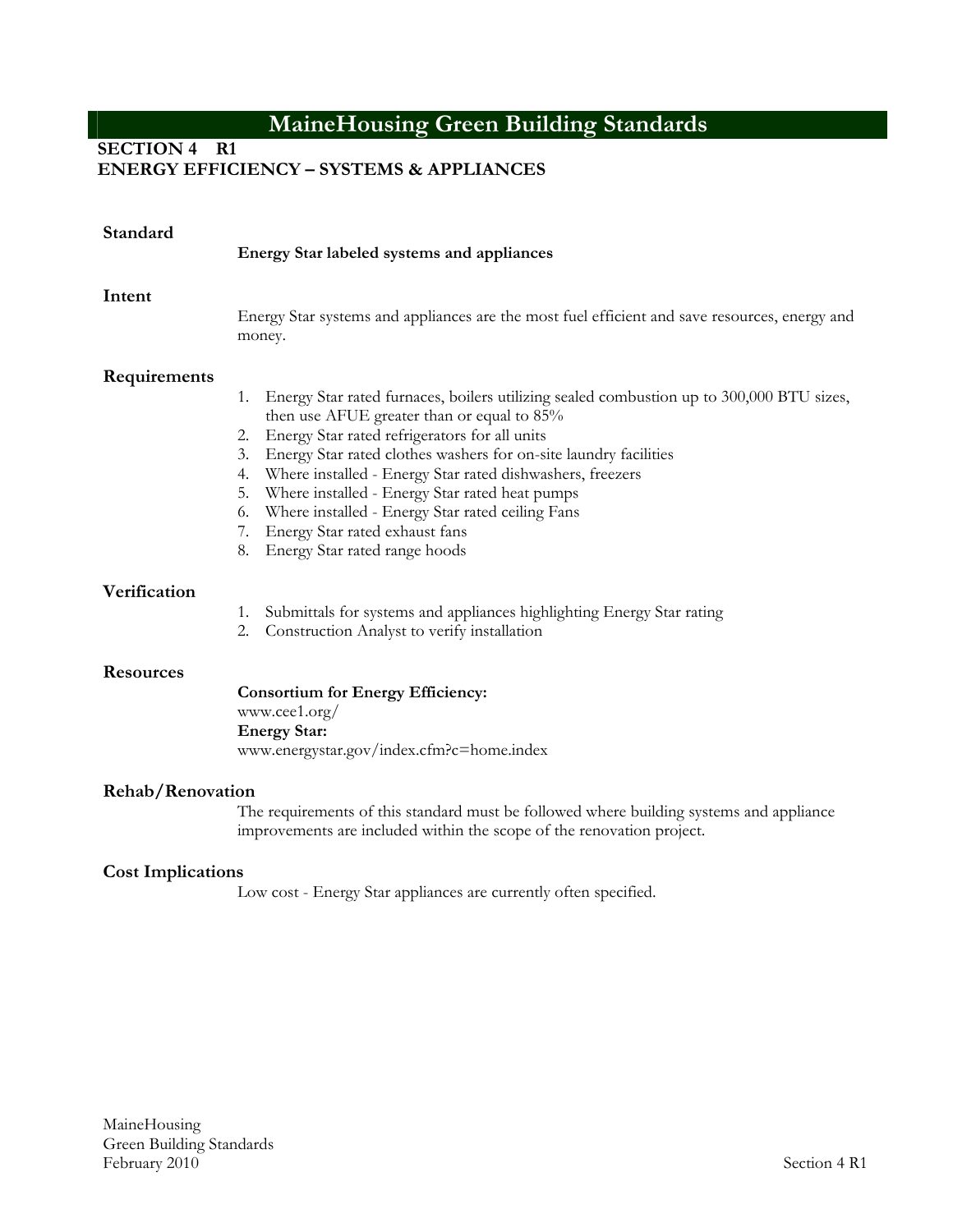# MaineHousing Green Building Standards

## SECTION 4 R1
## ENERGY EFFICIENCY – SYSTEMS & APPLIANCES

### Standard

**Energy Star labeled systems and appliances**

### Intent

Energy Star systems and appliances are the most fuel efficient and save resources, energy and money.

### Requirements

1. Energy Star rated furnaces, boilers utilizing sealed combustion up to 300,000 BTU sizes, then use AFUE greater than or equal to 85%
2. Energy Star rated refrigerators for all units
3. Energy Star rated clothes washers for on-site laundry facilities
4. Where installed - Energy Star rated dishwashers, freezers
5. Where installed - Energy Star rated heat pumps
6. Where installed - Energy Star rated ceiling Fans
7. Energy Star rated exhaust fans
8. Energy Star rated range hoods

### Verification

1. Submittals for systems and appliances highlighting Energy Star rating
2. Construction Analyst to verify installation

### Resources

**Consortium for Energy Efficiency:**
www.cee1.org/
**Energy Star:**
www.energystar.gov/index.cfm?c=home.index

### Rehab/Renovation

The requirements of this standard must be followed where building systems and appliance improvements are included within the scope of the renovation project.

### Cost Implications

Low cost - Energy Star appliances are currently often specified.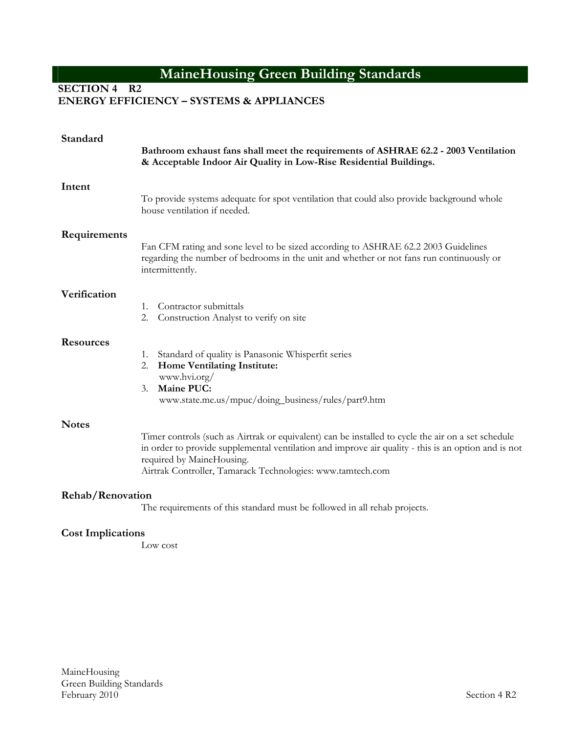# MaineHousing Green Building Standards

## SECTION 4 R2
## ENERGY EFFICIENCY – SYSTEMS & APPLIANCES

### Standard

**Bathroom exhaust fans shall meet the requirements of ASHRAE 62.2 - 2003 Ventilation & Acceptable Indoor Air Quality in Low-Rise Residential Buildings.**

### Intent

To provide systems adequate for spot ventilation that could also provide background whole house ventilation if needed.

### Requirements

Fan CFM rating and sone level to be sized according to ASHRAE 62.2 2003 Guidelines regarding the number of bedrooms in the unit and whether or not fans run continuously or intermittently.

### Verification

1. Contractor submittals
2. Construction Analyst to verify on site

### Resources

1. Standard of quality is Panasonic Whisperfit series
2. **Home Ventilating Institute:**
   www.hvi.org/
3. **Maine PUC:**
   www.state.me.us/mpuc/doing_business/rules/part9.htm

### Notes

Timer controls (such as Airtrak or equivalent) can be installed to cycle the air on a set schedule in order to provide supplemental ventilation and improve air quality - this is an option and is not required by MaineHousing.
Airtrak Controller, Tamarack Technologies: www.tamtech.com

### Rehab/Renovation

The requirements of this standard must be followed in all rehab projects.

### Cost Implications

Low cost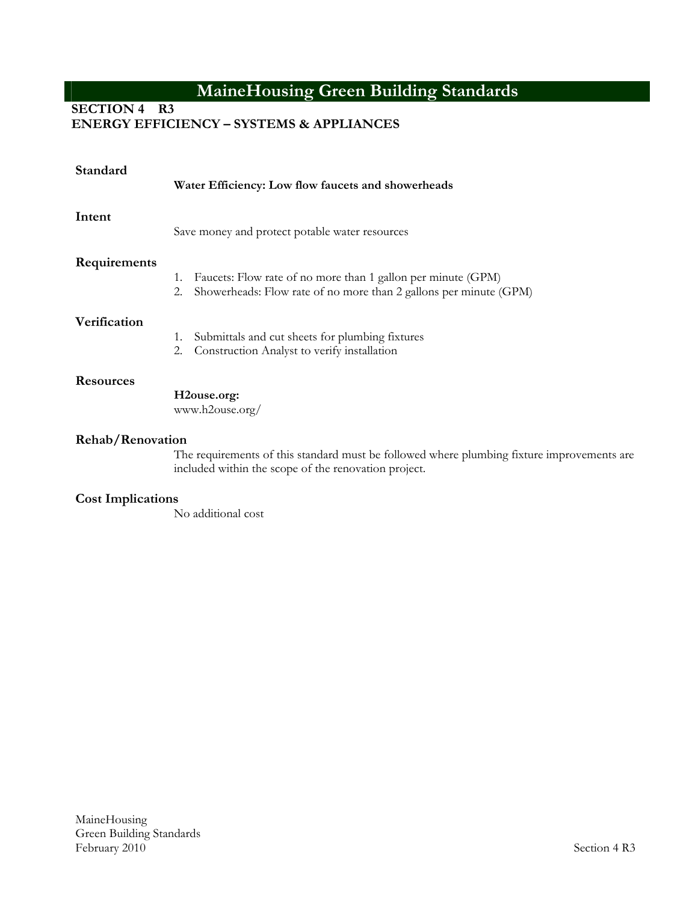# MaineHousing Green Building Standards

**SECTION 4 R3**
**ENERGY EFFICIENCY – SYSTEMS & APPLIANCES**

### Standard

**Water Efficiency: Low flow faucets and showerheads**

### Intent

Save money and protect potable water resources

### Requirements

1. Faucets: Flow rate of no more than 1 gallon per minute (GPM)
2. Showerheads: Flow rate of no more than 2 gallons per minute (GPM)

### Verification

1. Submittals and cut sheets for plumbing fixtures
2. Construction Analyst to verify installation

### Resources

**H2ouse.org:**
www.h2ouse.org/

### Rehab/Renovation

The requirements of this standard must be followed where plumbing fixture improvements are included within the scope of the renovation project.

### Cost Implications

No additional cost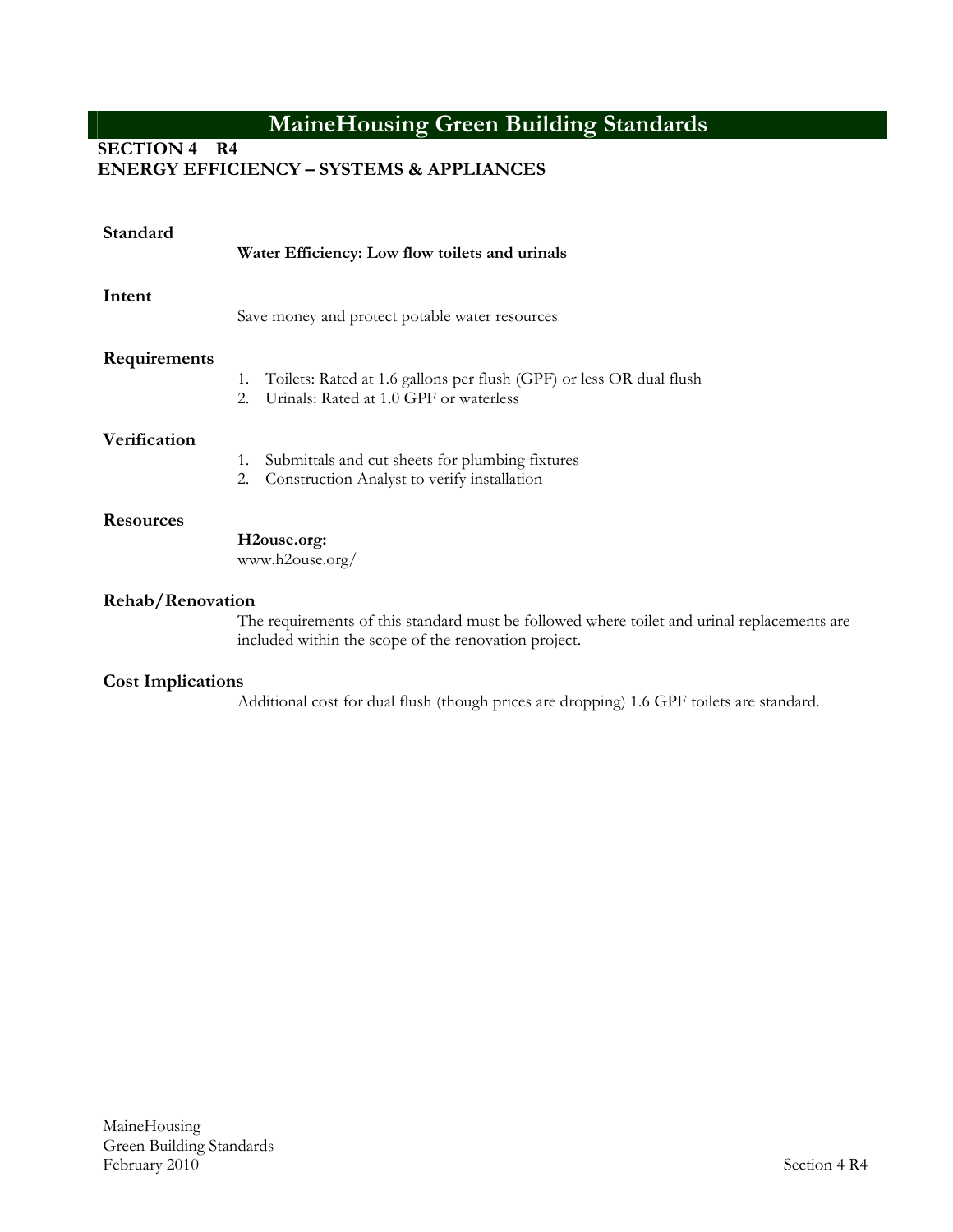# MaineHousing Green Building Standards

**SECTION 4 R4**
**ENERGY EFFICIENCY – SYSTEMS & APPLIANCES**

### Standard

**Water Efficiency: Low flow toilets and urinals**

### Intent

Save money and protect potable water resources

### Requirements

1. Toilets: Rated at 1.6 gallons per flush (GPF) or less OR dual flush
2. Urinals: Rated at 1.0 GPF or waterless

### Verification

1. Submittals and cut sheets for plumbing fixtures
2. Construction Analyst to verify installation

### Resources

**H2ouse.org:**
www.h2ouse.org/

### Rehab/Renovation

The requirements of this standard must be followed where toilet and urinal replacements are included within the scope of the renovation project.

### Cost Implications

Additional cost for dual flush (though prices are dropping) 1.6 GPF toilets are standard.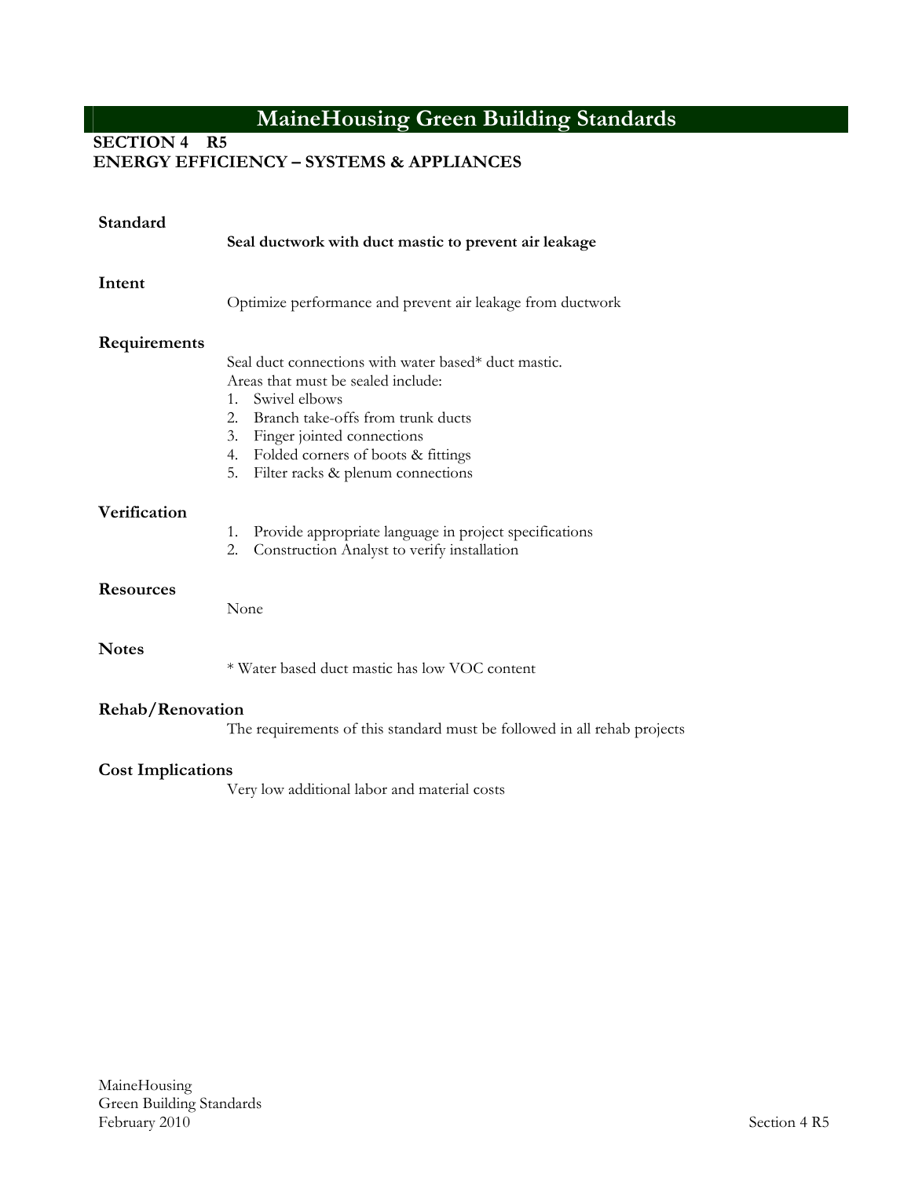# MaineHousing Green Building Standards

**SECTION 4 R5**
**ENERGY EFFICIENCY – SYSTEMS & APPLIANCES**

### Standard

**Seal ductwork with duct mastic to prevent air leakage**

### Intent

Optimize performance and prevent air leakage from ductwork

### Requirements

Seal duct connections with water based* duct mastic.
Areas that must be sealed include:

1. Swivel elbows
2. Branch take-offs from trunk ducts
3. Finger jointed connections
4. Folded corners of boots & fittings
5. Filter racks & plenum connections

### Verification

1. Provide appropriate language in project specifications
2. Construction Analyst to verify installation

### Resources

None

### Notes

* Water based duct mastic has low VOC content

### Rehab/Renovation

The requirements of this standard must be followed in all rehab projects

### Cost Implications

Very low additional labor and material costs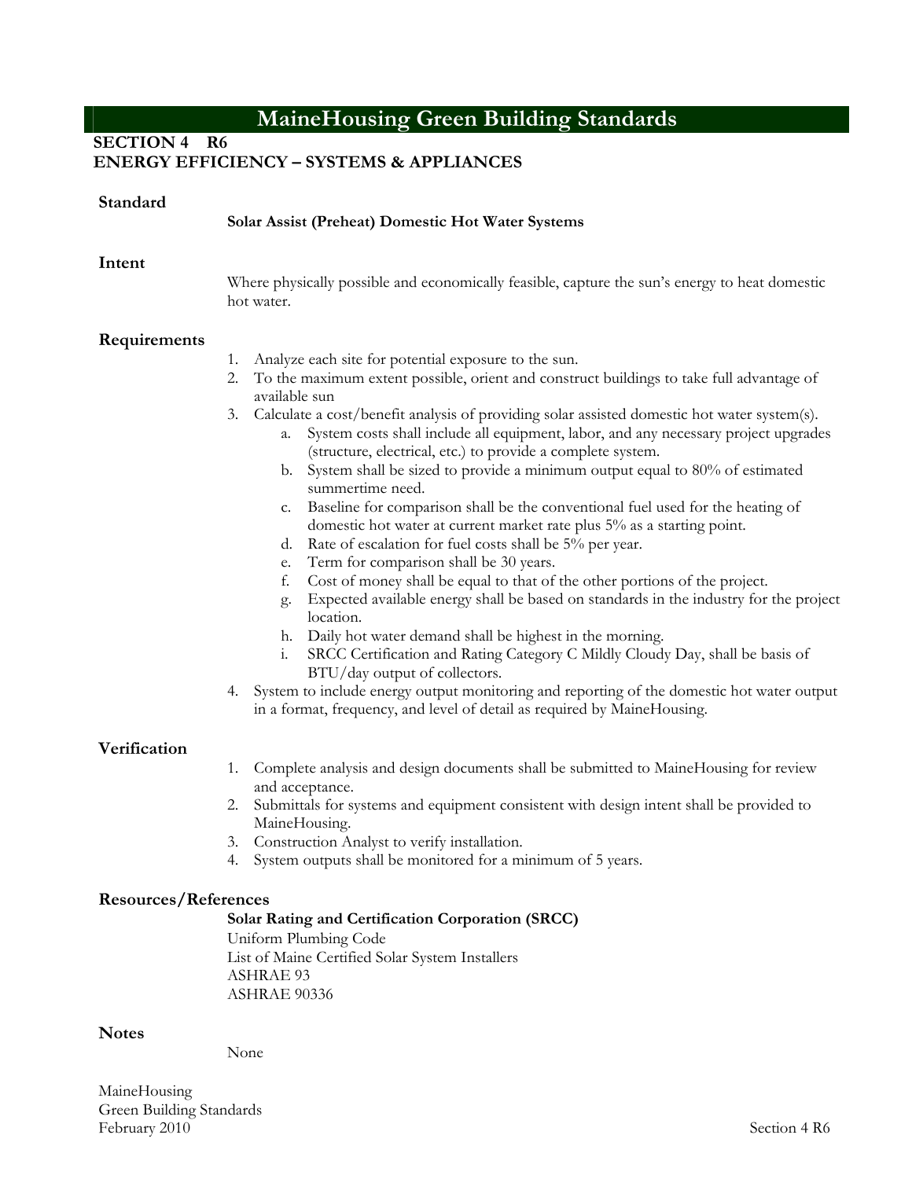# MaineHousing Green Building Standards

**SECTION 4 R6**
**ENERGY EFFICIENCY – SYSTEMS & APPLIANCES**

## Standard

**Solar Assist (Preheat) Domestic Hot Water Systems**

## Intent

Where physically possible and economically feasible, capture the sun's energy to heat domestic hot water.

## Requirements

1. Analyze each site for potential exposure to the sun.
2. To the maximum extent possible, orient and construct buildings to take full advantage of available sun
3. Calculate a cost/benefit analysis of providing solar assisted domestic hot water system(s).
   a. System costs shall include all equipment, labor, and any necessary project upgrades (structure, electrical, etc.) to provide a complete system.
   b. System shall be sized to provide a minimum output equal to 80% of estimated summertime need.
   c. Baseline for comparison shall be the conventional fuel used for the heating of domestic hot water at current market rate plus 5% as a starting point.
   d. Rate of escalation for fuel costs shall be 5% per year.
   e. Term for comparison shall be 30 years.
   f. Cost of money shall be equal to that of the other portions of the project.
   g. Expected available energy shall be based on standards in the industry for the project location.
   h. Daily hot water demand shall be highest in the morning.
   i. SRCC Certification and Rating Category C Mildly Cloudy Day, shall be basis of BTU/day output of collectors.
4. System to include energy output monitoring and reporting of the domestic hot water output in a format, frequency, and level of detail as required by MaineHousing.

## Verification

1. Complete analysis and design documents shall be submitted to MaineHousing for review and acceptance.
2. Submittals for systems and equipment consistent with design intent shall be provided to MaineHousing.
3. Construction Analyst to verify installation.
4. System outputs shall be monitored for a minimum of 5 years.

## Resources/References

**Solar Rating and Certification Corporation (SRCC)**
Uniform Plumbing Code
List of Maine Certified Solar System Installers
ASHRAE 93
ASHRAE 90336

## Notes

None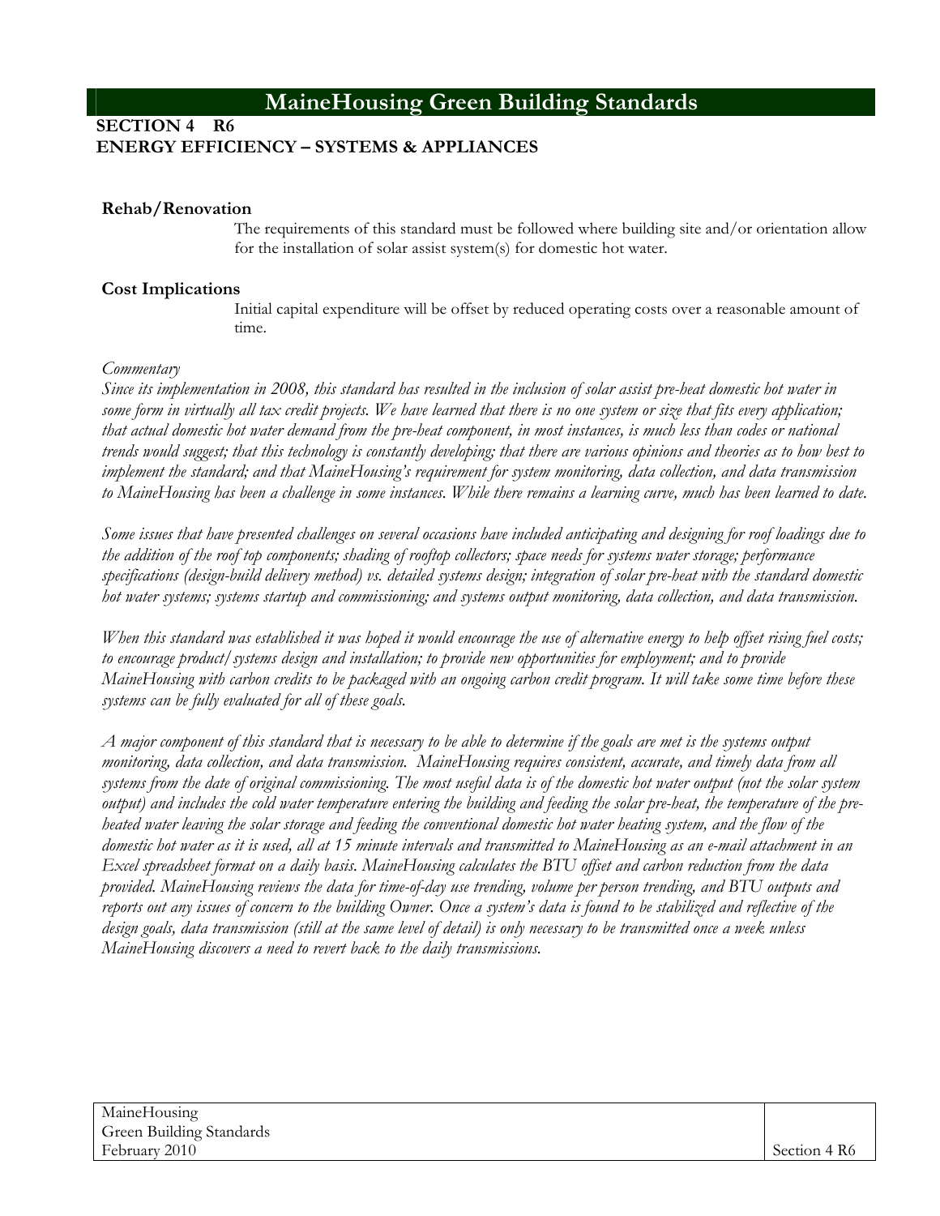# MaineHousing Green Building Standards

**SECTION 4 R6**
**ENERGY EFFICIENCY – SYSTEMS & APPLIANCES**

### Rehab/Renovation

The requirements of this standard must be followed where building site and/or orientation allow for the installation of solar assist system(s) for domestic hot water.

### Cost Implications

Initial capital expenditure will be offset by reduced operating costs over a reasonable amount of time.

*Commentary*

*Since its implementation in 2008, this standard has resulted in the inclusion of solar assist pre-heat domestic hot water in some form in virtually all tax credit projects. We have learned that there is no one system or size that fits every application; that actual domestic hot water demand from the pre-heat component, in most instances, is much less than codes or national trends would suggest; that this technology is constantly developing; that there are various opinions and theories as to how best to implement the standard; and that MaineHousing's requirement for system monitoring, data collection, and data transmission to MaineHousing has been a challenge in some instances. While there remains a learning curve, much has been learned to date.*

*Some issues that have presented challenges on several occasions have included anticipating and designing for roof loadings due to the addition of the roof top components; shading of rooftop collectors; space needs for systems water storage; performance specifications (design-build delivery method) vs. detailed systems design; integration of solar pre-heat with the standard domestic hot water systems; systems startup and commissioning; and systems output monitoring, data collection, and data transmission.*

*When this standard was established it was hoped it would encourage the use of alternative energy to help offset rising fuel costs; to encourage product/systems design and installation; to provide new opportunities for employment; and to provide MaineHousing with carbon credits to be packaged with an ongoing carbon credit program. It will take some time before these systems can be fully evaluated for all of these goals.*

*A major component of this standard that is necessary to be able to determine if the goals are met is the systems output monitoring, data collection, and data transmission. MaineHousing requires consistent, accurate, and timely data from all systems from the date of original commissioning. The most useful data is of the domestic hot water output (not the solar system output) and includes the cold water temperature entering the building and feeding the solar pre-heat, the temperature of the pre-heated water leaving the solar storage and feeding the conventional domestic hot water heating system, and the flow of the domestic hot water as it is used, all at 15 minute intervals and transmitted to MaineHousing as an e-mail attachment in an Excel spreadsheet format on a daily basis. MaineHousing calculates the BTU offset and carbon reduction from the data provided. MaineHousing reviews the data for time-of-day use trending, volume per person trending, and BTU outputs and reports out any issues of concern to the building Owner. Once a system's data is found to be stabilized and reflective of the design goals, data transmission (still at the same level of detail) is only necessary to be transmitted once a week unless MaineHousing discovers a need to revert back to the daily transmissions.*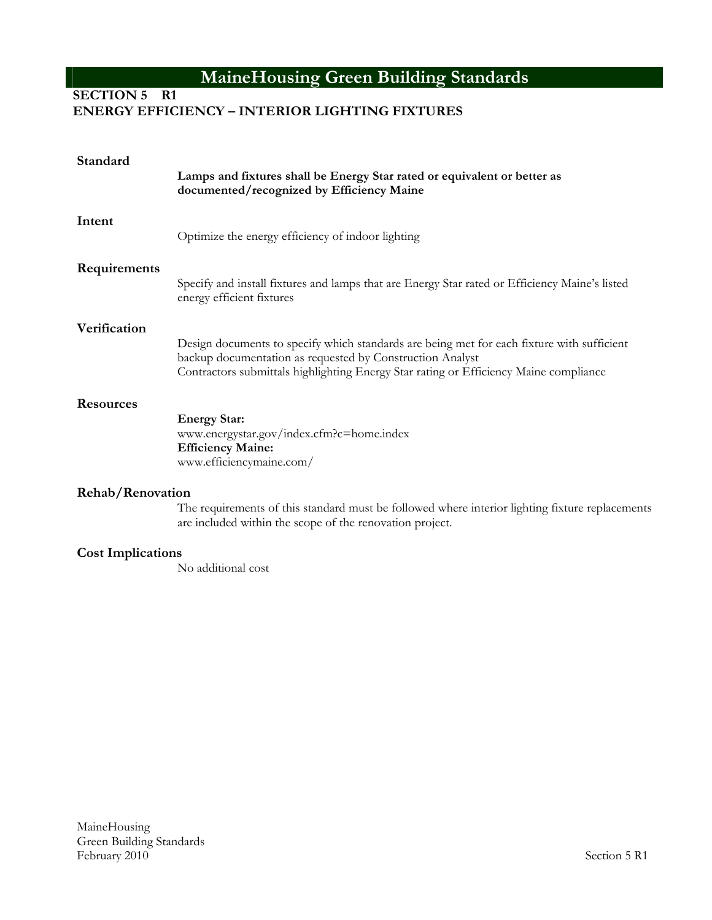# MaineHousing Green Building Standards

## SECTION 5 R1
## ENERGY EFFICIENCY – INTERIOR LIGHTING FIXTURES

### Standard

**Lamps and fixtures shall be Energy Star rated or equivalent or better as documented/recognized by Efficiency Maine**

### Intent

Optimize the energy efficiency of indoor lighting

### Requirements

Specify and install fixtures and lamps that are Energy Star rated or Efficiency Maine's listed energy efficient fixtures

### Verification

Design documents to specify which standards are being met for each fixture with sufficient backup documentation as requested by Construction Analyst
Contractors submittals highlighting Energy Star rating or Efficiency Maine compliance

### Resources

**Energy Star:**
www.energystar.gov/index.cfm?c=home.index
**Efficiency Maine:**
www.efficiencymaine.com/

### Rehab/Renovation

The requirements of this standard must be followed where interior lighting fixture replacements are included within the scope of the renovation project.

### Cost Implications

No additional cost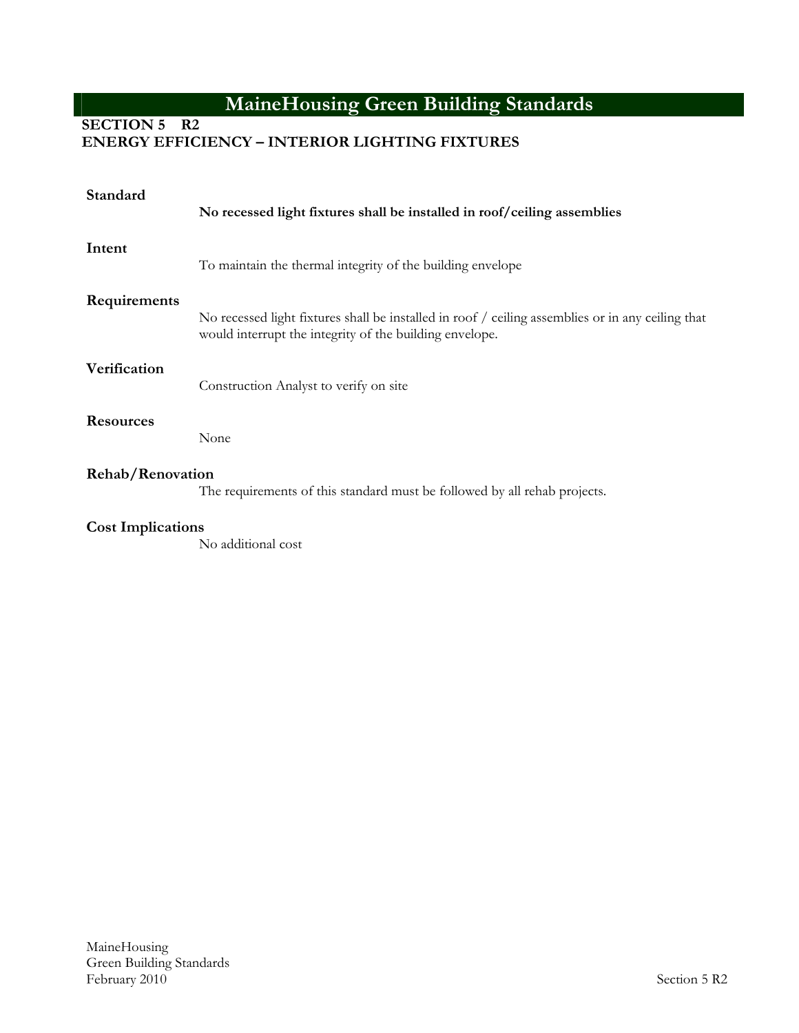# MaineHousing Green Building Standards

## SECTION 5 R2
## ENERGY EFFICIENCY – INTERIOR LIGHTING FIXTURES

### Standard

**No recessed light fixtures shall be installed in roof/ceiling assemblies**

### Intent

To maintain the thermal integrity of the building envelope

### Requirements

No recessed light fixtures shall be installed in roof / ceiling assemblies or in any ceiling that would interrupt the integrity of the building envelope.

### Verification

Construction Analyst to verify on site

### Resources

None

### Rehab/Renovation

The requirements of this standard must be followed by all rehab projects.

### Cost Implications

No additional cost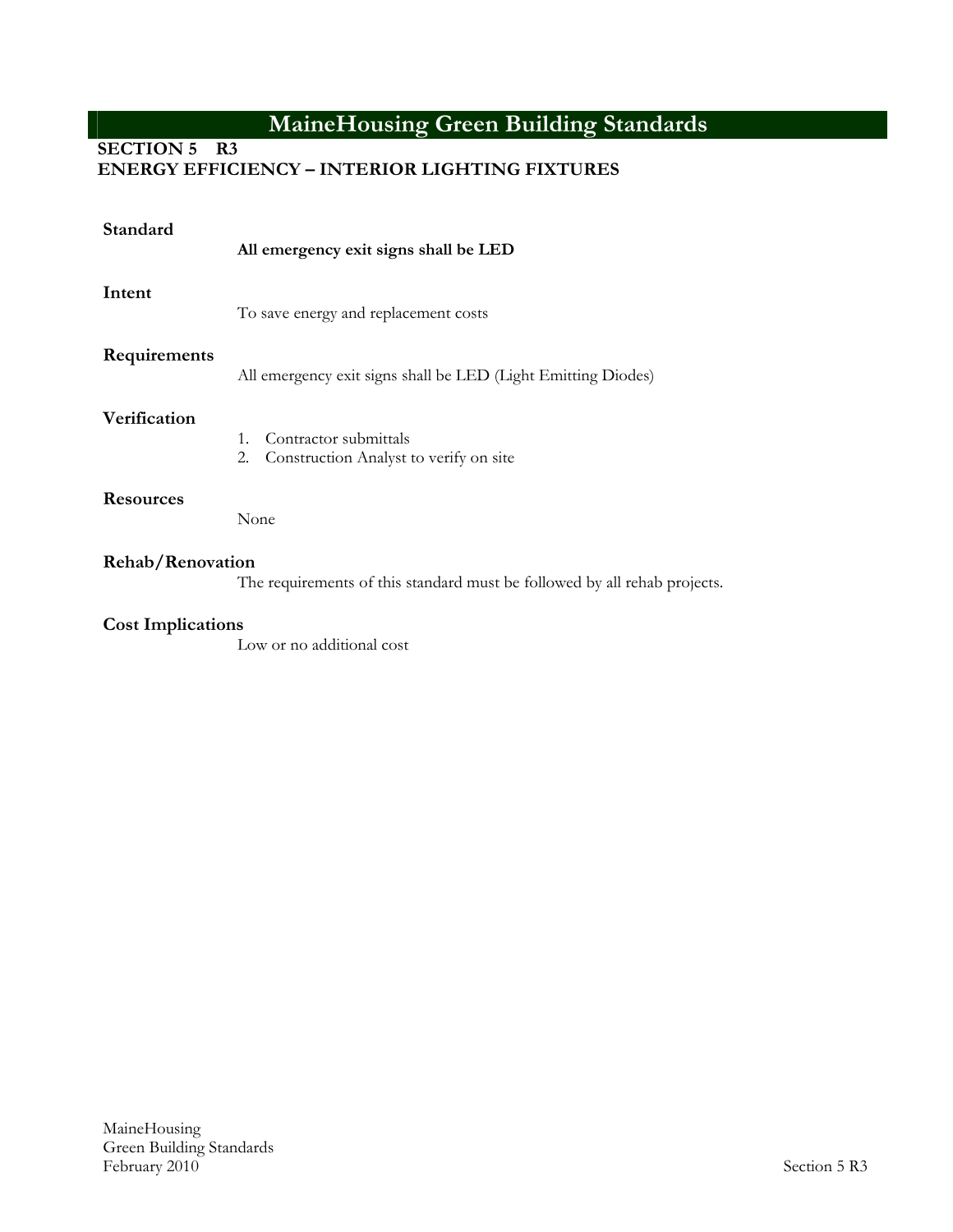# MaineHousing Green Building Standards

## SECTION 5 R3
## ENERGY EFFICIENCY – INTERIOR LIGHTING FIXTURES

### Standard

**All emergency exit signs shall be LED**

### Intent

To save energy and replacement costs

### Requirements

All emergency exit signs shall be LED (Light Emitting Diodes)

### Verification

1. Contractor submittals
2. Construction Analyst to verify on site

### Resources

None

### Rehab/Renovation

The requirements of this standard must be followed by all rehab projects.

### Cost Implications

Low or no additional cost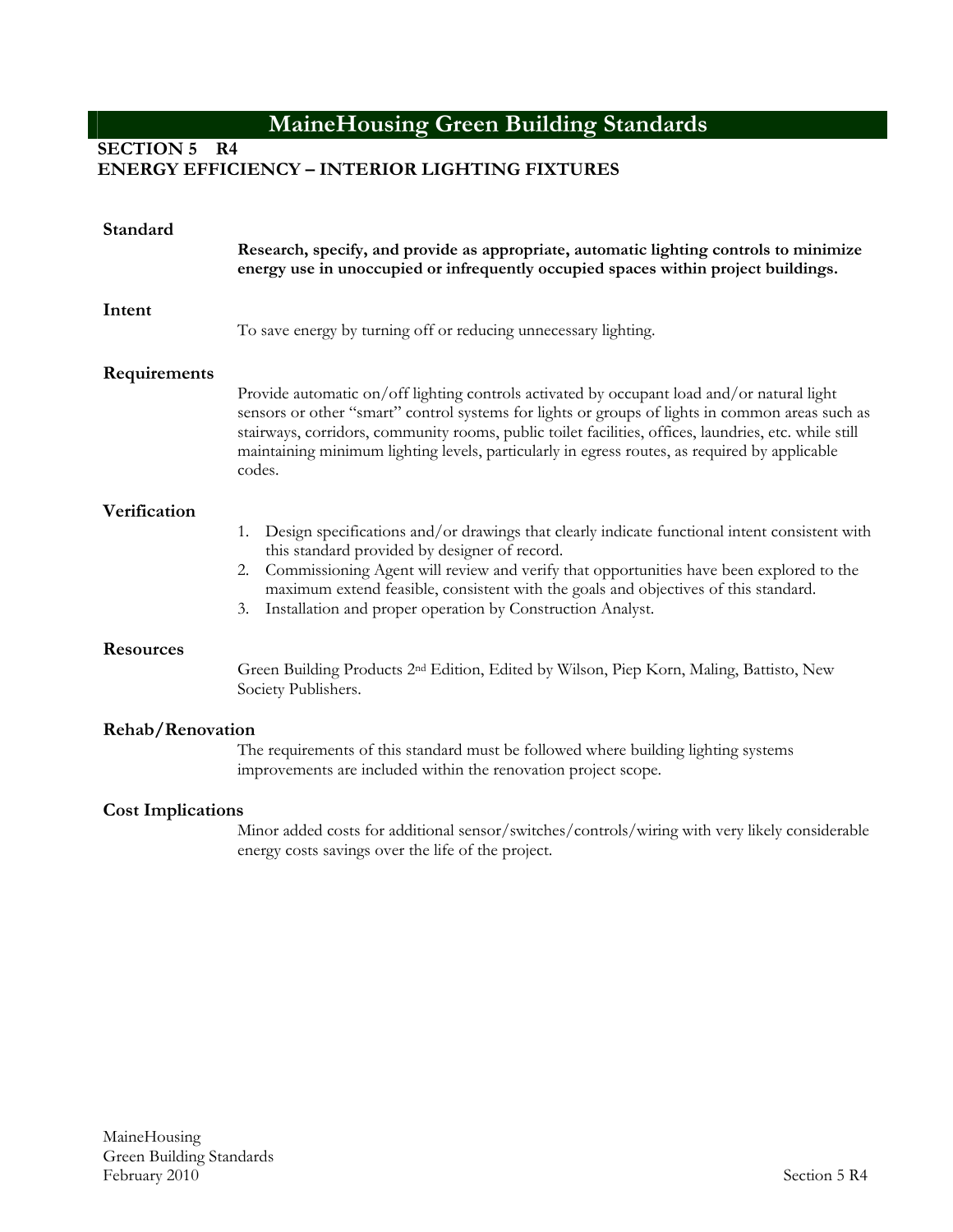# MaineHousing Green Building Standards

**SECTION 5 R4**
**ENERGY EFFICIENCY – INTERIOR LIGHTING FIXTURES**

### Standard

**Research, specify, and provide as appropriate, automatic lighting controls to minimize energy use in unoccupied or infrequently occupied spaces within project buildings.**

### Intent

To save energy by turning off or reducing unnecessary lighting.

### Requirements

Provide automatic on/off lighting controls activated by occupant load and/or natural light sensors or other "smart" control systems for lights or groups of lights in common areas such as stairways, corridors, community rooms, public toilet facilities, offices, laundries, etc. while still maintaining minimum lighting levels, particularly in egress routes, as required by applicable codes.

### Verification

1. Design specifications and/or drawings that clearly indicate functional intent consistent with this standard provided by designer of record.
2. Commissioning Agent will review and verify that opportunities have been explored to the maximum extend feasible, consistent with the goals and objectives of this standard.
3. Installation and proper operation by Construction Analyst.

### Resources

Green Building Products 2nd Edition, Edited by Wilson, Piep Korn, Maling, Battisto, New Society Publishers.

### Rehab/Renovation

The requirements of this standard must be followed where building lighting systems improvements are included within the renovation project scope.

### Cost Implications

Minor added costs for additional sensor/switches/controls/wiring with very likely considerable energy costs savings over the life of the project.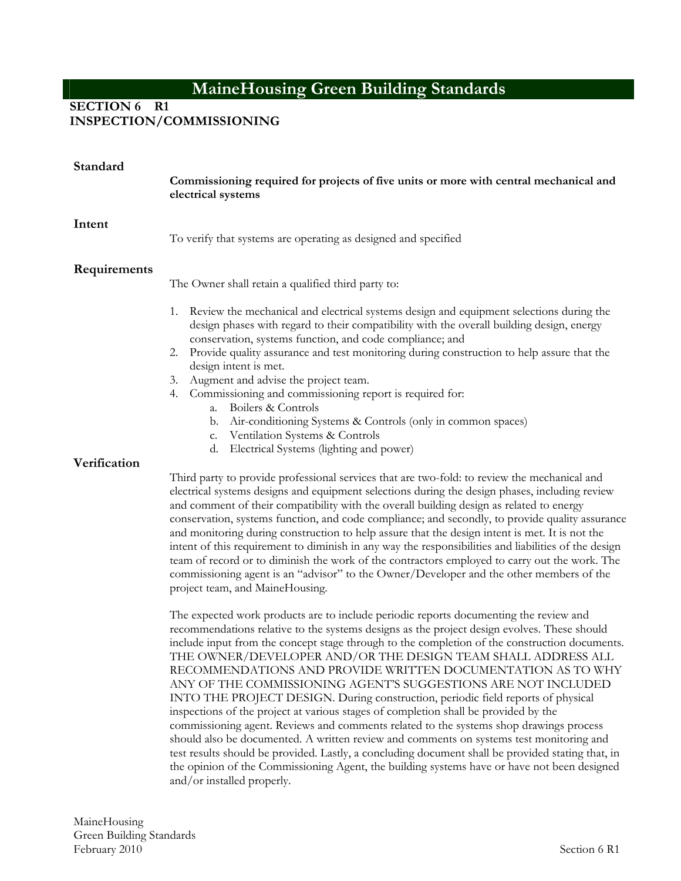# MaineHousing Green Building Standards

**SECTION 6 R1**
**INSPECTION/COMMISSIONING**

### Standard

**Commissioning required for projects of five units or more with central mechanical and electrical systems**

### Intent

To verify that systems are operating as designed and specified

### Requirements

The Owner shall retain a qualified third party to:

1. Review the mechanical and electrical systems design and equipment selections during the design phases with regard to their compatibility with the overall building design, energy conservation, systems function, and code compliance; and
2. Provide quality assurance and test monitoring during construction to help assure that the design intent is met.
3. Augment and advise the project team.
4. Commissioning and commissioning report is required for:
   a. Boilers & Controls
   b. Air-conditioning Systems & Controls (only in common spaces)
   c. Ventilation Systems & Controls
   d. Electrical Systems (lighting and power)

### Verification

Third party to provide professional services that are two-fold: to review the mechanical and electrical systems designs and equipment selections during the design phases, including review and comment of their compatibility with the overall building design as related to energy conservation, systems function, and code compliance; and secondly, to provide quality assurance and monitoring during construction to help assure that the design intent is met. It is not the intent of this requirement to diminish in any way the responsibilities and liabilities of the design team of record or to diminish the work of the contractors employed to carry out the work. The commissioning agent is an "advisor" to the Owner/Developer and the other members of the project team, and MaineHousing.

The expected work products are to include periodic reports documenting the review and recommendations relative to the systems designs as the project design evolves. These should include input from the concept stage through to the completion of the construction documents. THE OWNER/DEVELOPER AND/OR THE DESIGN TEAM SHALL ADDRESS ALL RECOMMENDATIONS AND PROVIDE WRITTEN DOCUMENTATION AS TO WHY ANY OF THE COMMISSIONING AGENT'S SUGGESTIONS ARE NOT INCLUDED INTO THE PROJECT DESIGN. During construction, periodic field reports of physical inspections of the project at various stages of completion shall be provided by the commissioning agent. Reviews and comments related to the systems shop drawings process should also be documented. A written review and comments on systems test monitoring and test results should be provided. Lastly, a concluding document shall be provided stating that, in the opinion of the Commissioning Agent, the building systems have or have not been designed and/or installed properly.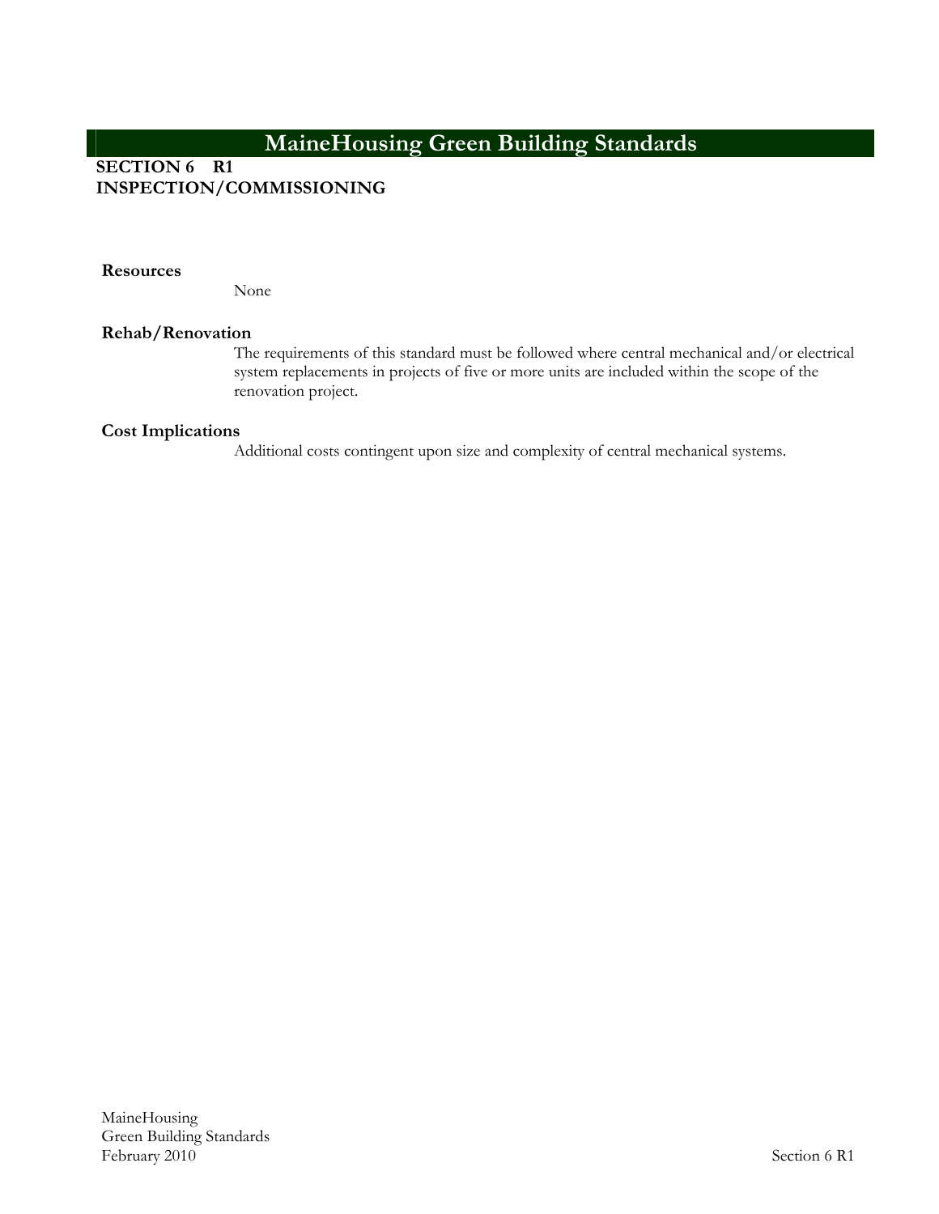# MaineHousing Green Building Standards

**SECTION 6 R1**
**INSPECTION/COMMISSIONING**

### Resources

None

### Rehab/Renovation

The requirements of this standard must be followed where central mechanical and/or electrical system replacements in projects of five or more units are included within the scope of the renovation project.

### Cost Implications

Additional costs contingent upon size and complexity of central mechanical systems.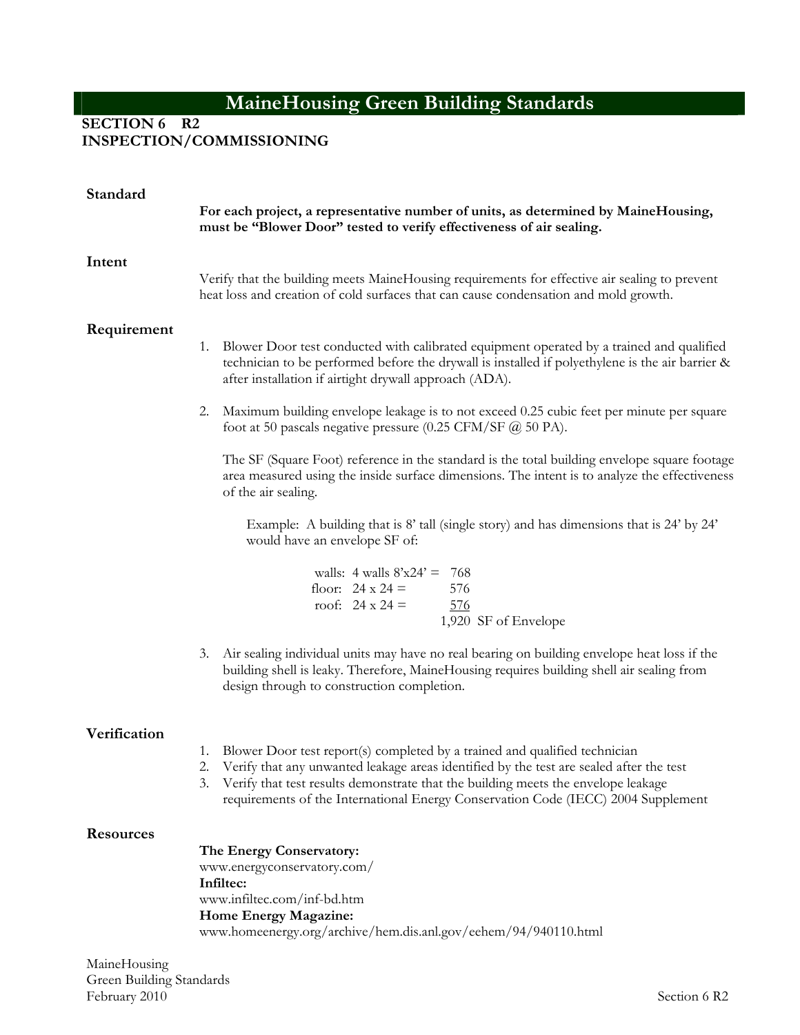# MaineHousing Green Building Standards

## SECTION 6 R2 INSPECTION/COMMISSIONING

### Standard

**For each project, a representative number of units, as determined by MaineHousing, must be "Blower Door" tested to verify effectiveness of air sealing.**

### Intent

Verify that the building meets MaineHousing requirements for effective air sealing to prevent heat loss and creation of cold surfaces that can cause condensation and mold growth.

### Requirement

1. Blower Door test conducted with calibrated equipment operated by a trained and qualified technician to be performed before the drywall is installed if polyethylene is the air barrier & after installation if airtight drywall approach (ADA).

2. Maximum building envelope leakage is to not exceed 0.25 cubic feet per minute per square foot at 50 pascals negative pressure (0.25 CFM/SF @ 50 PA).

   The SF (Square Foot) reference in the standard is the total building envelope square footage area measured using the inside surface dimensions. The intent is to analyze the effectiveness of the air sealing.

   Example: A building that is 8' tall (single story) and has dimensions that is 24' by 24' would have an envelope SF of:

   | | | |
   |---|---|---|
   | walls: | 4 walls 8'x24' = | 768 |
   | floor: | 24 x 24 = | 576 |
   | roof: | 24 x 24 = | 576 |
   | | | 1,920 SF of Envelope |

3. Air sealing individual units may have no real bearing on building envelope heat loss if the building shell is leaky. Therefore, MaineHousing requires building shell air sealing from design through to construction completion.

### Verification

1. Blower Door test report(s) completed by a trained and qualified technician
2. Verify that any unwanted leakage areas identified by the test are sealed after the test
3. Verify that test results demonstrate that the building meets the envelope leakage requirements of the International Energy Conservation Code (IECC) 2004 Supplement

### Resources

**The Energy Conservatory:**
www.energyconservatory.com/
**Infiltec:**
www.infiltec.com/inf-bd.htm
**Home Energy Magazine:**
www.homeenergy.org/archive/hem.dis.anl.gov/eehem/94/940110.html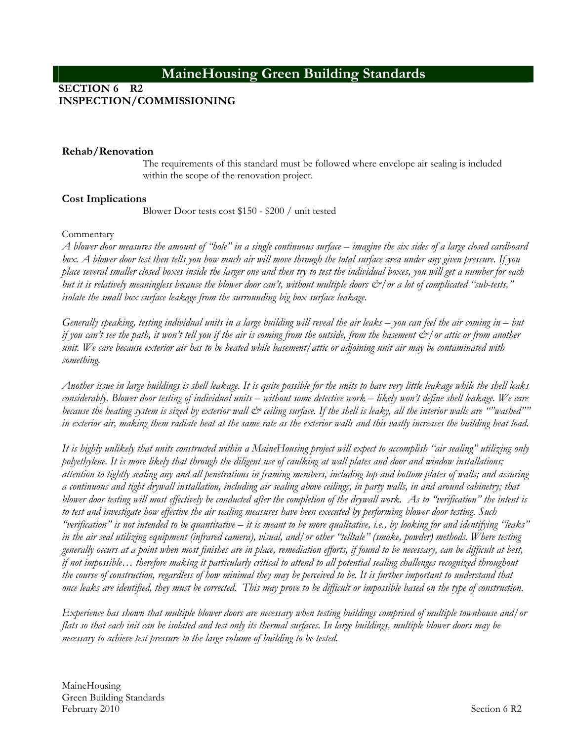## MaineHousing Green Building Standards

**SECTION 6 R2**
**INSPECTION/COMMISSIONING**

### Rehab/Renovation

The requirements of this standard must be followed where envelope air sealing is included within the scope of the renovation project.

### Cost Implications

Blower Door tests cost $150 - $200 / unit tested

Commentary

*A blower door measures the amount of "hole" in a single continuous surface – imagine the six sides of a large closed cardboard box. A blower door test then tells you how much air will move through the total surface area under any given pressure. If you place several smaller closed boxes inside the larger one and then try to test the individual boxes, you will get a number for each but it is relatively meaningless because the blower door can't, without multiple doors &/or a lot of complicated "sub-tests," isolate the small box surface leakage from the surrounding big box surface leakage.*

*Generally speaking, testing individual units in a large building will reveal the air leaks – you can feel the air coming in – but if you can't see the path, it won't tell you if the air is coming from the outside, from the basement &/or attic or from another unit. We care because exterior air has to be heated while basement/attic or adjoining unit air may be contaminated with something.*

*Another issue in large buildings is shell leakage. It is quite possible for the units to have very little leakage while the shell leaks considerably. Blower door testing of individual units – without some detective work – likely won't define shell leakage. We care because the heating system is sized by exterior wall & ceiling surface. If the shell is leaky, all the interior walls are ""washed"" in exterior air, making them radiate heat at the same rate as the exterior walls and this vastly increases the building heat load.*

*It is highly unlikely that units constructed within a MaineHousing project will expect to accomplish "air sealing" utilizing only polyethylene. It is more likely that through the diligent use of caulking at wall plates and door and window installations; attention to tightly sealing any and all penetrations in framing members, including top and bottom plates of walls; and assuring a continuous and tight drywall installation, including air sealing above ceilings, in party walls, in and around cabinetry; that blower door testing will most effectively be conducted after the completion of the drywall work. As to "verification" the intent is to test and investigate how effective the air sealing measures have been executed by performing blower door testing. Such "verification" is not intended to be quantitative – it is meant to be more qualitative, i.e., by looking for and identifying "leaks" in the air seal utilizing equipment (infrared camera), visual, and/or other "telltale" (smoke, powder) methods. Where testing generally occurs at a point when most finishes are in place, remediation efforts, if found to be necessary, can be difficult at best, if not impossible… therefore making it particularly critical to attend to all potential sealing challenges recognized throughout the course of construction, regardless of how minimal they may be perceived to be. It is further important to understand that once leaks are identified, they must be corrected. This may prove to be difficult or impossible based on the type of construction.*

*Experience has shown that multiple blower doors are necessary when testing buildings comprised of multiple townhouse and/or flats so that each init can be isolated and test only its thermal surfaces. In large buildings, multiple blower doors may be necessary to achieve test pressure to the large volume of building to be tested.*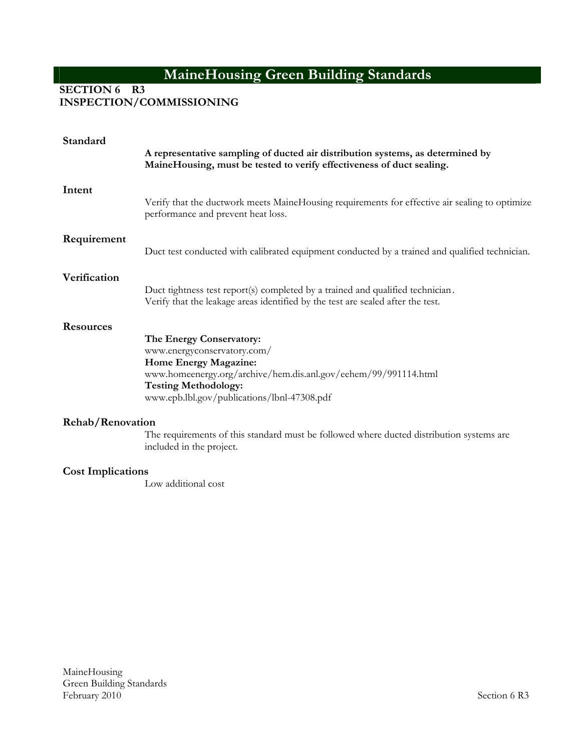# MaineHousing Green Building Standards

## SECTION 6 R3
## INSPECTION/COMMISSIONING

### Standard

**A representative sampling of ducted air distribution systems, as determined by MaineHousing, must be tested to verify effectiveness of duct sealing.**

### Intent

Verify that the ductwork meets MaineHousing requirements for effective air sealing to optimize performance and prevent heat loss.

### Requirement

Duct test conducted with calibrated equipment conducted by a trained and qualified technician.

### Verification

Duct tightness test report(s) completed by a trained and qualified technician.
Verify that the leakage areas identified by the test are sealed after the test.

### Resources

**The Energy Conservatory:**
www.energyconservatory.com/
**Home Energy Magazine:**
www.homeenergy.org/archive/hem.dis.anl.gov/eehem/99/991114.html
**Testing Methodology:**
www.epb.lbl.gov/publications/lbnl-47308.pdf

### Rehab/Renovation

The requirements of this standard must be followed where ducted distribution systems are included in the project.

### Cost Implications

Low additional cost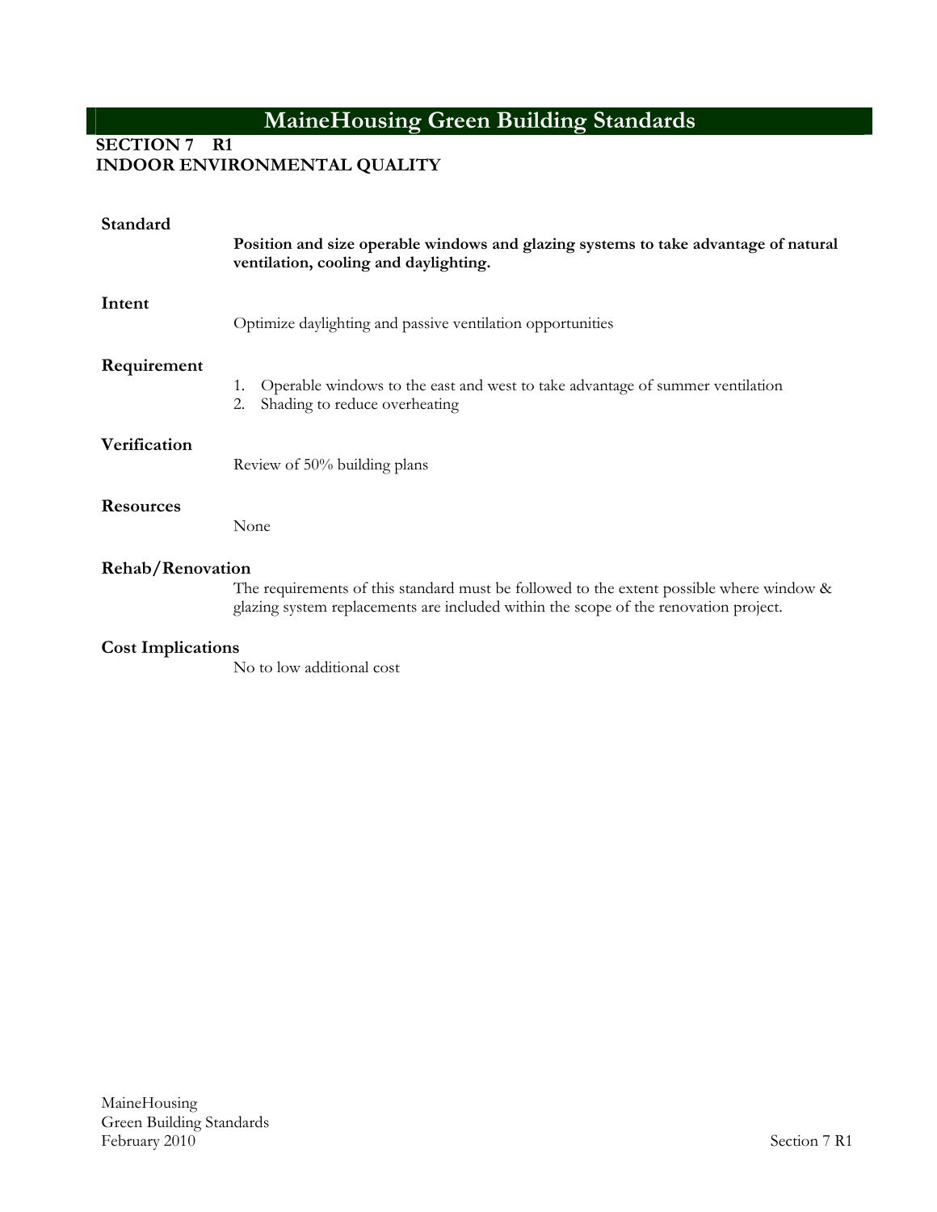# MaineHousing Green Building Standards

## SECTION 7 R1
## INDOOR ENVIRONMENTAL QUALITY

### Standard

**Position and size operable windows and glazing systems to take advantage of natural ventilation, cooling and daylighting.**

### Intent

Optimize daylighting and passive ventilation opportunities

### Requirement

1. Operable windows to the east and west to take advantage of summer ventilation
2. Shading to reduce overheating

### Verification

Review of 50% building plans

### Resources

None

### Rehab/Renovation

The requirements of this standard must be followed to the extent possible where window & glazing system replacements are included within the scope of the renovation project.

### Cost Implications

No to low additional cost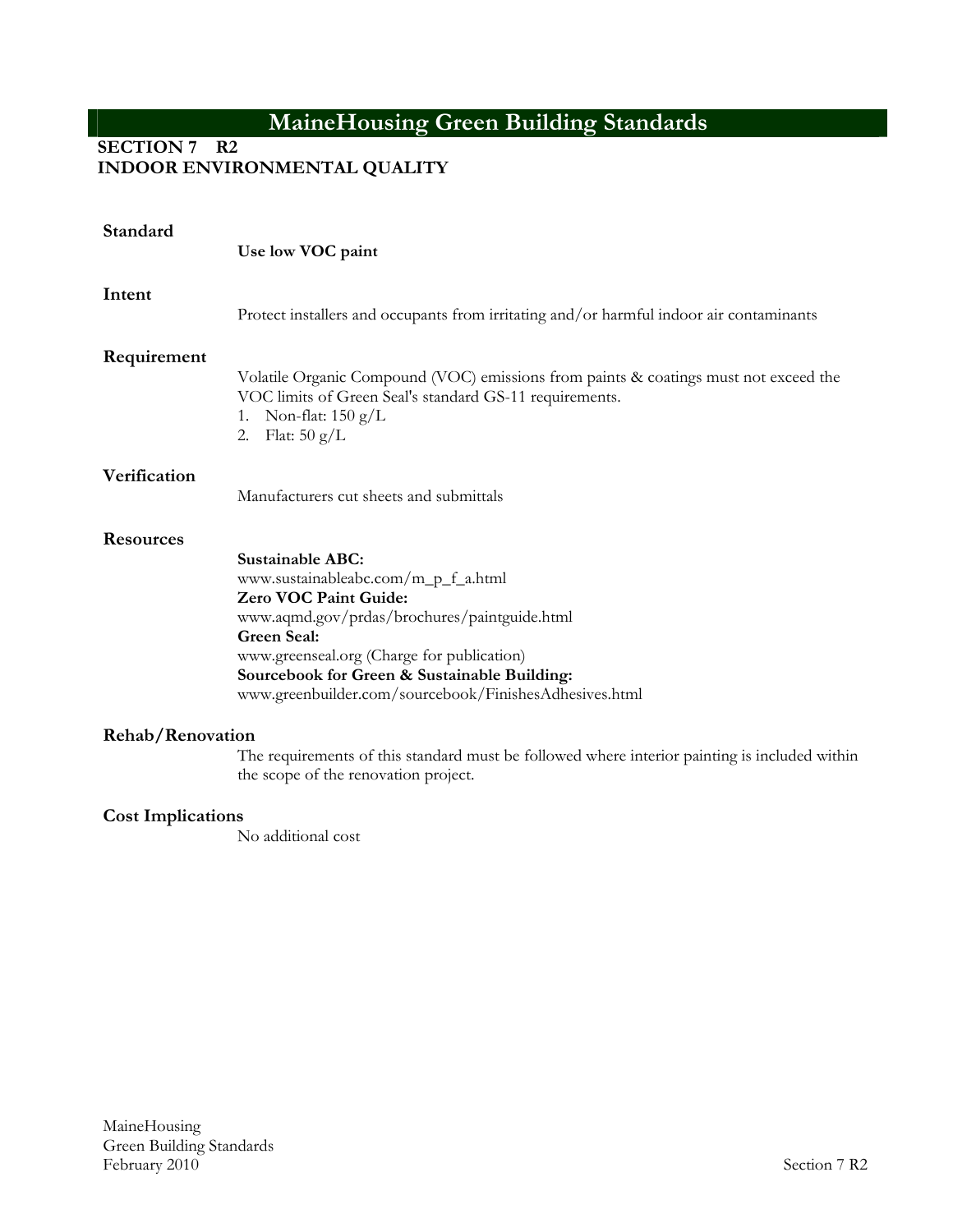# MaineHousing Green Building Standards

## SECTION 7 R2
## INDOOR ENVIRONMENTAL QUALITY

### Standard

**Use low VOC paint**

### Intent

Protect installers and occupants from irritating and/or harmful indoor air contaminants

### Requirement

Volatile Organic Compound (VOC) emissions from paints & coatings must not exceed the VOC limits of Green Seal's standard GS-11 requirements.

1. Non-flat: 150 g/L
2. Flat: 50 g/L

### Verification

Manufacturers cut sheets and submittals

### Resources

**Sustainable ABC:**
www.sustainableabc.com/m_p_f_a.html
**Zero VOC Paint Guide:**
www.aqmd.gov/prdas/brochures/paintguide.html
**Green Seal:**
www.greenseal.org (Charge for publication)
**Sourcebook for Green & Sustainable Building:**
www.greenbuilder.com/sourcebook/FinishesAdhesives.html

### Rehab/Renovation

The requirements of this standard must be followed where interior painting is included within the scope of the renovation project.

### Cost Implications

No additional cost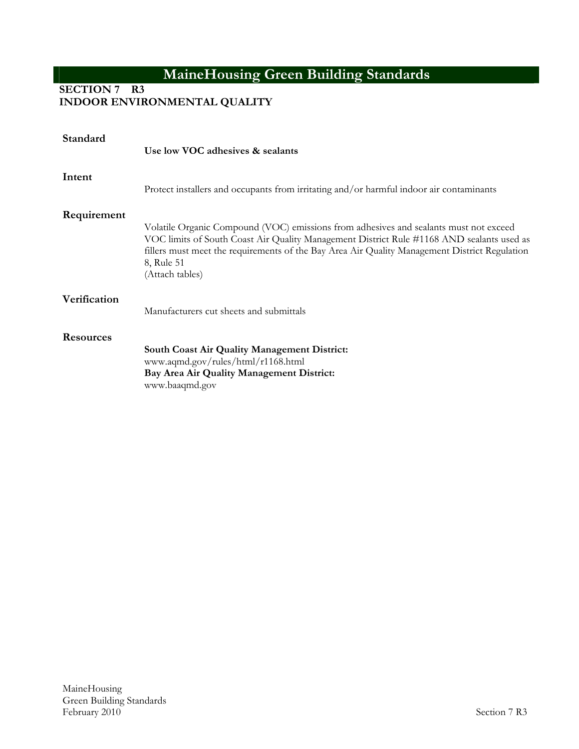# MaineHousing Green Building Standards

## SECTION 7 R3
## INDOOR ENVIRONMENTAL QUALITY

**Standard**

**Use low VOC adhesives & sealants**

**Intent**

Protect installers and occupants from irritating and/or harmful indoor air contaminants

**Requirement**

Volatile Organic Compound (VOC) emissions from adhesives and sealants must not exceed VOC limits of South Coast Air Quality Management District Rule #1168 AND sealants used as fillers must meet the requirements of the Bay Area Air Quality Management District Regulation 8, Rule 51
(Attach tables)

**Verification**

Manufacturers cut sheets and submittals

**Resources**

**South Coast Air Quality Management District:**
www.aqmd.gov/rules/html/r1168.html
**Bay Area Air Quality Management District:**
www.baaqmd.gov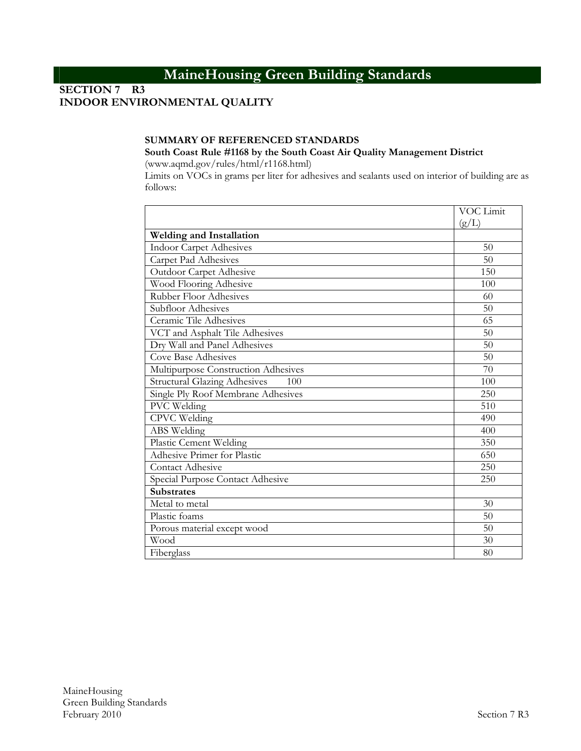# MaineHousing Green Building Standards

## SECTION 7 R3
## INDOOR ENVIRONMENTAL QUALITY

**SUMMARY OF REFERENCED STANDARDS**

**South Coast Rule #1168 by the South Coast Air Quality Management District**

(www.aqmd.gov/rules/html/r1168.html)

Limits on VOCs in grams per liter for adhesives and sealants used on interior of building are as follows:

| | VOC Limit (g/L) |
|---|---|
| **Welding and Installation** | |
| Indoor Carpet Adhesives | 50 |
| Carpet Pad Adhesives | 50 |
| Outdoor Carpet Adhesive | 150 |
| Wood Flooring Adhesive | 100 |
| Rubber Floor Adhesives | 60 |
| Subfloor Adhesives | 50 |
| Ceramic Tile Adhesives | 65 |
| VCT and Asphalt Tile Adhesives | 50 |
| Dry Wall and Panel Adhesives | 50 |
| Cove Base Adhesives | 50 |
| Multipurpose Construction Adhesives | 70 |
| Structural Glazing Adhesives 100 | 100 |
| Single Ply Roof Membrane Adhesives | 250 |
| PVC Welding | 510 |
| CPVC Welding | 490 |
| ABS Welding | 400 |
| Plastic Cement Welding | 350 |
| Adhesive Primer for Plastic | 650 |
| Contact Adhesive | 250 |
| Special Purpose Contact Adhesive | 250 |
| **Substrates** | |
| Metal to metal | 30 |
| Plastic foams | 50 |
| Porous material except wood | 50 |
| Wood | 30 |
| Fiberglass | 80 |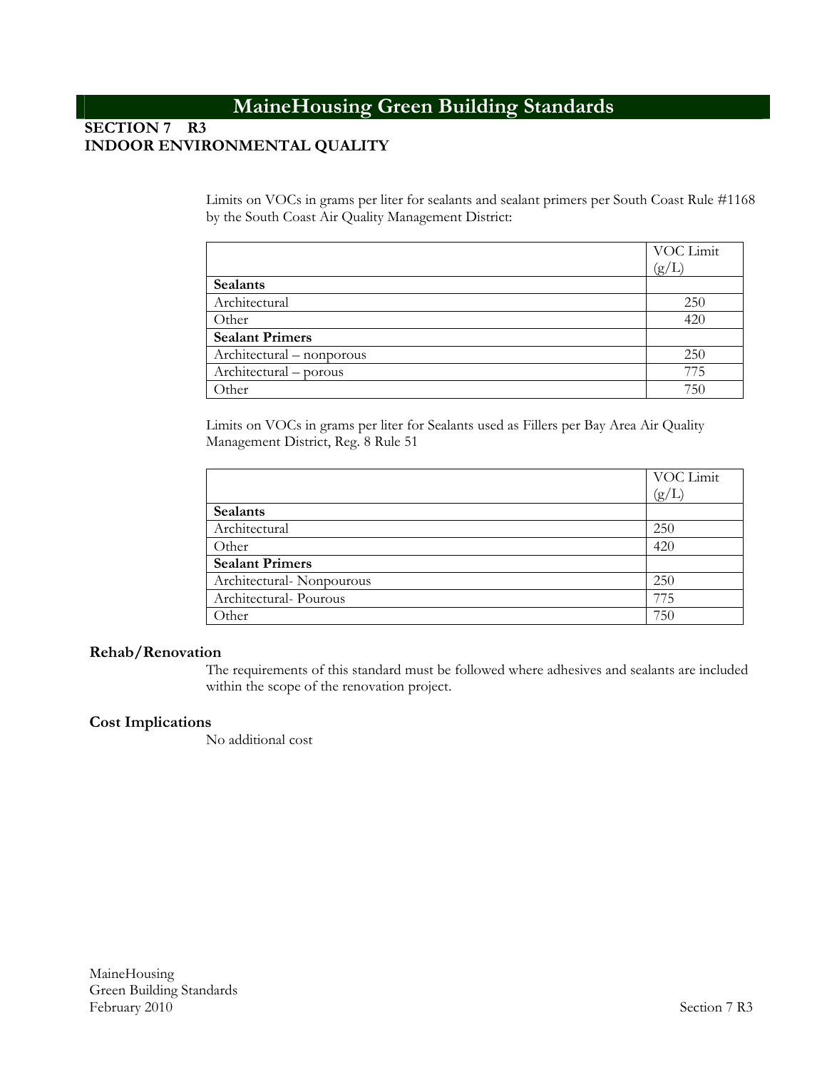# MaineHousing Green Building Standards

## SECTION 7 R3
## INDOOR ENVIRONMENTAL QUALITY

Limits on VOCs in grams per liter for sealants and sealant primers per South Coast Rule #1168 by the South Coast Air Quality Management District:

| | VOC Limit (g/L) |
|---|---|
| **Sealants** | |
| Architectural | 250 |
| Other | 420 |
| **Sealant Primers** | |
| Architectural – nonporous | 250 |
| Architectural – porous | 775 |
| Other | 750 |

Limits on VOCs in grams per liter for Sealants used as Fillers per Bay Area Air Quality Management District, Reg. 8 Rule 51

| | VOC Limit (g/L) |
|---|---|
| **Sealants** | |
| Architectural | 250 |
| Other | 420 |
| **Sealant Primers** | |
| Architectural- Nonpourous | 250 |
| Architectural- Pourous | 775 |
| Other | 750 |

### Rehab/Renovation

The requirements of this standard must be followed where adhesives and sealants are included within the scope of the renovation project.

### Cost Implications

No additional cost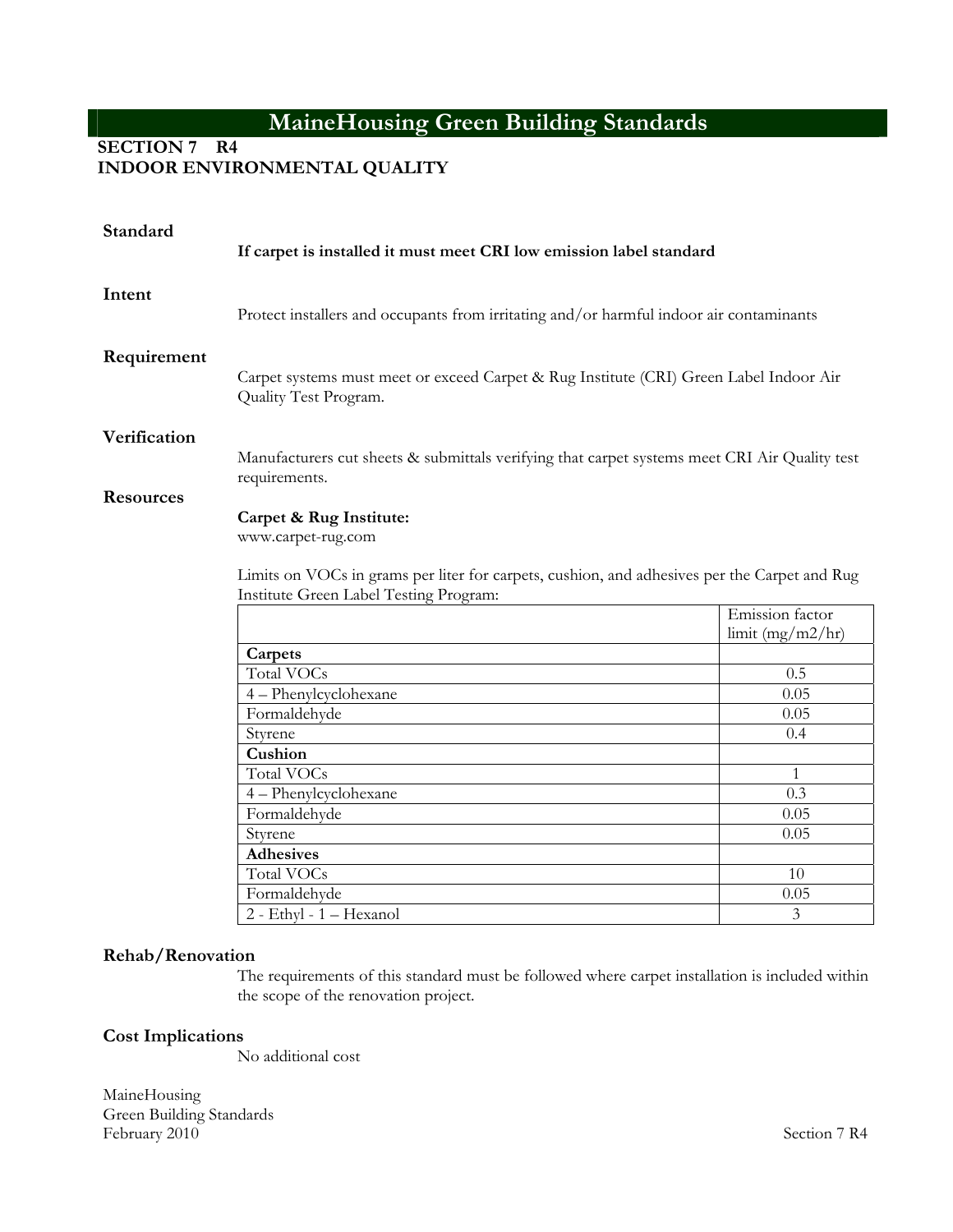# MaineHousing Green Building Standards

## SECTION 7 R4
## INDOOR ENVIRONMENTAL QUALITY

### Standard

**If carpet is installed it must meet CRI low emission label standard**

### Intent

Protect installers and occupants from irritating and/or harmful indoor air contaminants

### Requirement

Carpet systems must meet or exceed Carpet & Rug Institute (CRI) Green Label Indoor Air Quality Test Program.

### Verification

Manufacturers cut sheets & submittals verifying that carpet systems meet CRI Air Quality test requirements.

### Resources

**Carpet & Rug Institute:**
www.carpet-rug.com

Limits on VOCs in grams per liter for carpets, cushion, and adhesives per the Carpet and Rug Institute Green Label Testing Program:

| | Emission factor limit (mg/m2/hr) |
|---|---|
| **Carpets** | |
| Total VOCs | 0.5 |
| 4 – Phenylcyclohexane | 0.05 |
| Formaldehyde | 0.05 |
| Styrene | 0.4 |
| **Cushion** | |
| Total VOCs | 1 |
| 4 – Phenylcyclohexane | 0.3 |
| Formaldehyde | 0.05 |
| Styrene | 0.05 |
| **Adhesives** | |
| Total VOCs | 10 |
| Formaldehyde | 0.05 |
| 2 - Ethyl - 1 – Hexanol | 3 |

### Rehab/Renovation

The requirements of this standard must be followed where carpet installation is included within the scope of the renovation project.

### Cost Implications

No additional cost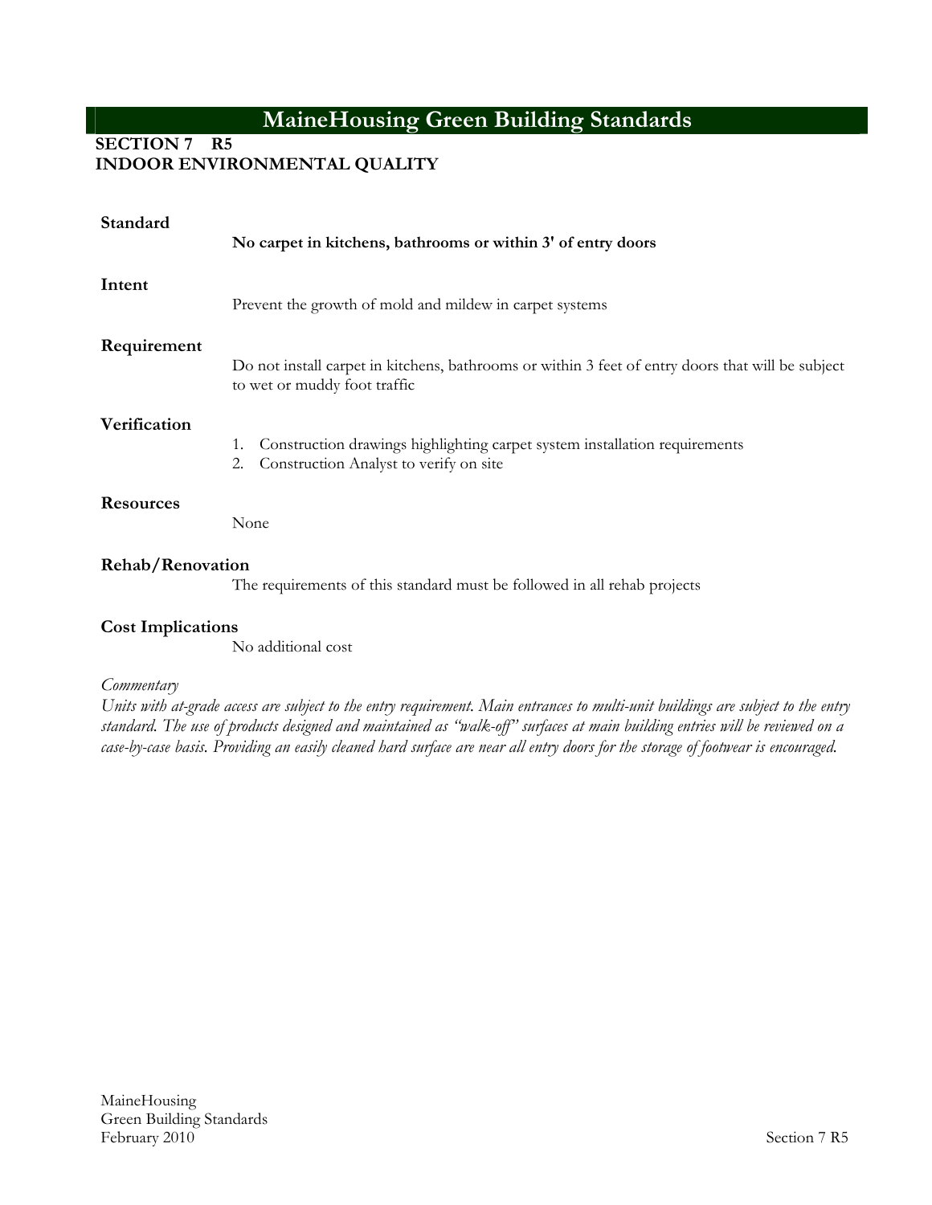# MaineHousing Green Building Standards

## SECTION 7 R5
## INDOOR ENVIRONMENTAL QUALITY

### Standard

**No carpet in kitchens, bathrooms or within 3' of entry doors**

### Intent

Prevent the growth of mold and mildew in carpet systems

### Requirement

Do not install carpet in kitchens, bathrooms or within 3 feet of entry doors that will be subject to wet or muddy foot traffic

### Verification

1. Construction drawings highlighting carpet system installation requirements
2. Construction Analyst to verify on site

### Resources

None

### Rehab/Renovation

The requirements of this standard must be followed in all rehab projects

### Cost Implications

No additional cost

*Commentary*

*Units with at-grade access are subject to the entry requirement. Main entrances to multi-unit buildings are subject to the entry standard. The use of products designed and maintained as "walk-off" surfaces at main building entries will be reviewed on a case-by-case basis. Providing an easily cleaned hard surface are near all entry doors for the storage of footwear is encouraged.*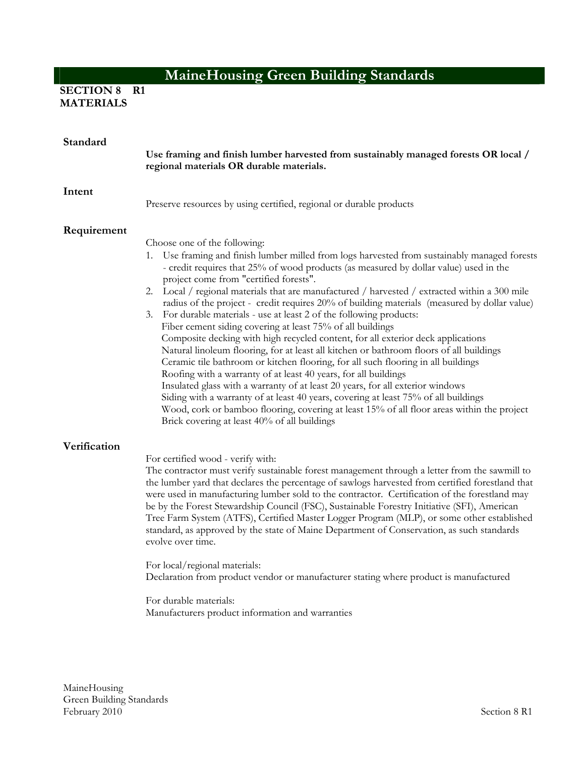# MaineHousing Green Building Standards

**SECTION 8 R1**
**MATERIALS**

## Standard

**Use framing and finish lumber harvested from sustainably managed forests OR local / regional materials OR durable materials.**

## Intent

Preserve resources by using certified, regional or durable products

## Requirement

Choose one of the following:

1. Use framing and finish lumber milled from logs harvested from sustainably managed forests - credit requires that 25% of wood products (as measured by dollar value) used in the project come from "certified forests".
2. Local / regional materials that are manufactured / harvested / extracted within a 300 mile radius of the project - credit requires 20% of building materials (measured by dollar value)
3. For durable materials - use at least 2 of the following products:
   - Fiber cement siding covering at least 75% of all buildings
   - Composite decking with high recycled content, for all exterior deck applications
   - Natural linoleum flooring, for at least all kitchen or bathroom floors of all buildings
   - Ceramic tile bathroom or kitchen flooring, for all such flooring in all buildings
   - Roofing with a warranty of at least 40 years, for all buildings
   - Insulated glass with a warranty of at least 20 years, for all exterior windows
   - Siding with a warranty of at least 40 years, covering at least 75% of all buildings
   - Wood, cork or bamboo flooring, covering at least 15% of all floor areas within the project
   - Brick covering at least 40% of all buildings

## Verification

For certified wood - verify with:
The contractor must verify sustainable forest management through a letter from the sawmill to the lumber yard that declares the percentage of sawlogs harvested from certified forestland that were used in manufacturing lumber sold to the contractor. Certification of the forestland may be by the Forest Stewardship Council (FSC), Sustainable Forestry Initiative (SFI), American Tree Farm System (ATFS), Certified Master Logger Program (MLP), or some other established standard, as approved by the state of Maine Department of Conservation, as such standards evolve over time.

For local/regional materials:
Declaration from product vendor or manufacturer stating where product is manufactured

For durable materials:
Manufacturers product information and warranties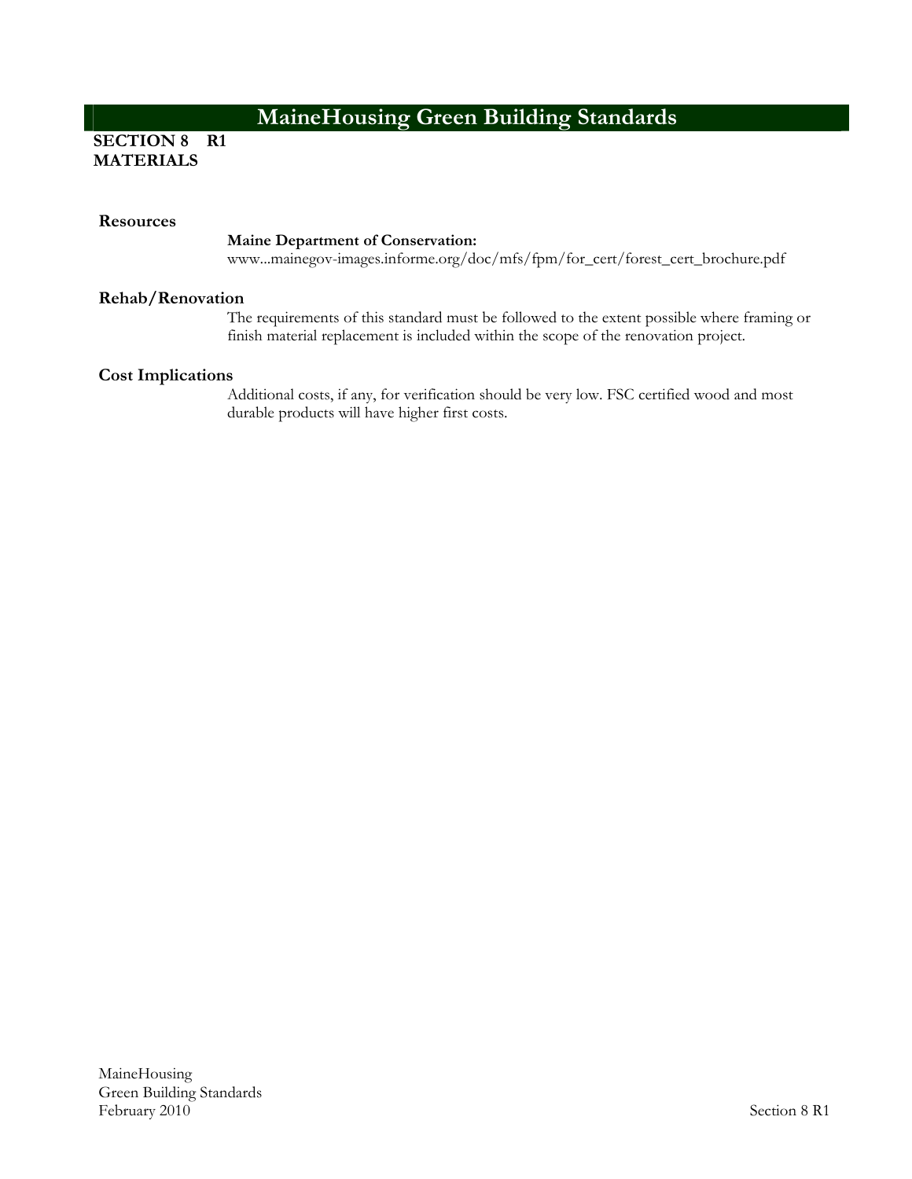# MaineHousing Green Building Standards

**SECTION 8 R1**
**MATERIALS**

### Resources

**Maine Department of Conservation:**
www...mainegov-images.informe.org/doc/mfs/fpm/for_cert/forest_cert_brochure.pdf

### Rehab/Renovation

The requirements of this standard must be followed to the extent possible where framing or finish material replacement is included within the scope of the renovation project.

### Cost Implications

Additional costs, if any, for verification should be very low. FSC certified wood and most durable products will have higher first costs.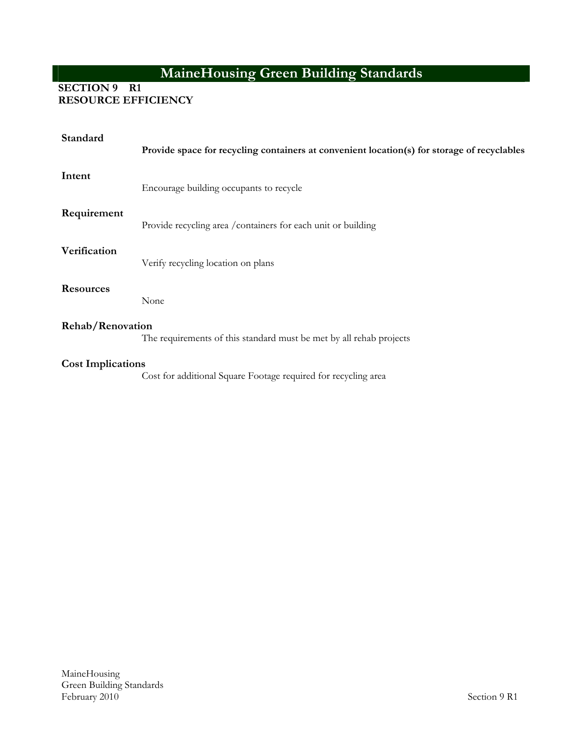# MaineHousing Green Building Standards

## SECTION 9 R1
## RESOURCE EFFICIENCY

**Standard**

**Provide space for recycling containers at convenient location(s) for storage of recyclables**

**Intent**

Encourage building occupants to recycle

**Requirement**

Provide recycling area /containers for each unit or building

**Verification**

Verify recycling location on plans

**Resources**

None

**Rehab/Renovation**

The requirements of this standard must be met by all rehab projects

**Cost Implications**

Cost for additional Square Footage required for recycling area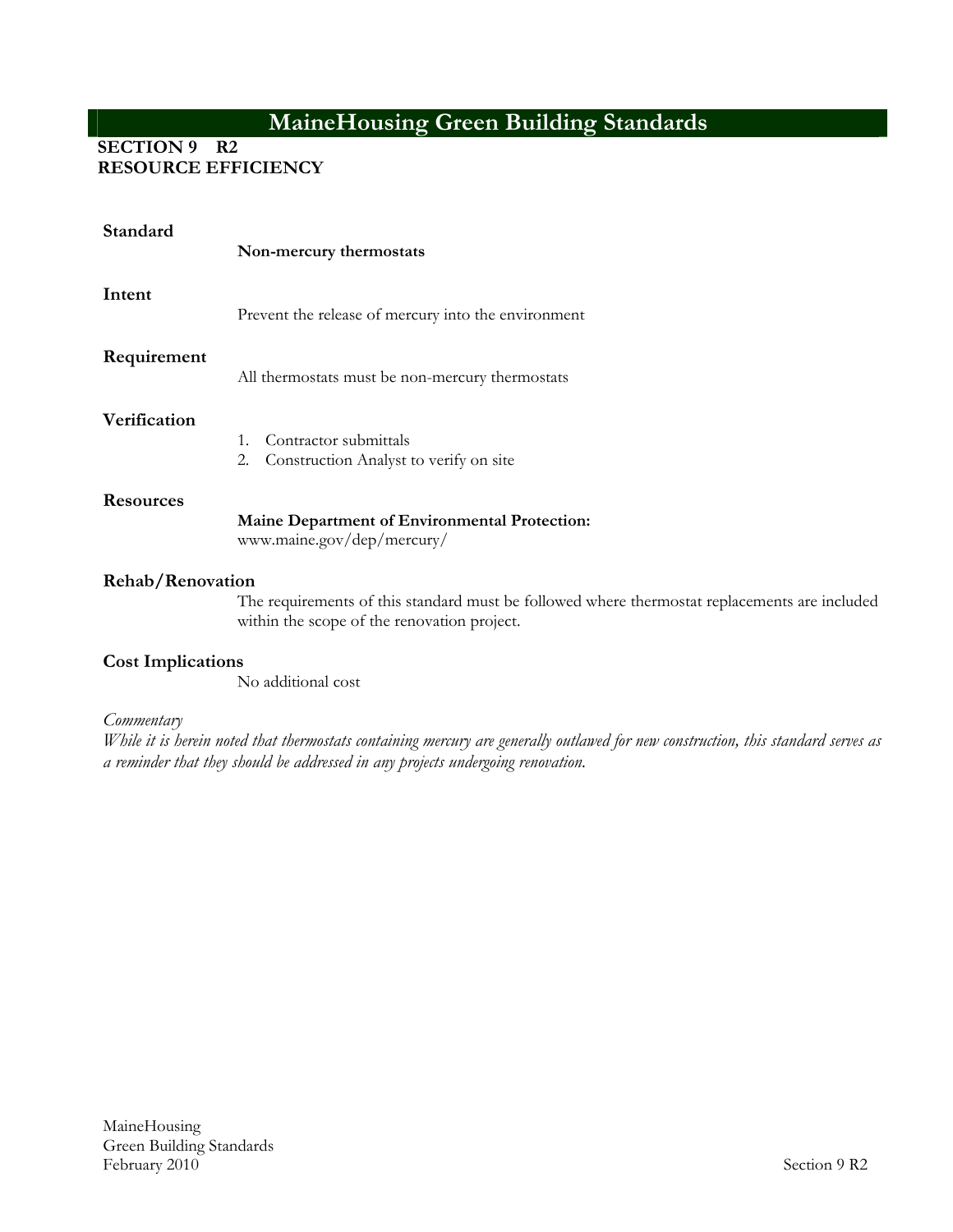# MaineHousing Green Building Standards

**SECTION 9 R2**
**RESOURCE EFFICIENCY**

### Standard

**Non-mercury thermostats**

### Intent

Prevent the release of mercury into the environment

### Requirement

All thermostats must be non-mercury thermostats

### Verification

1. Contractor submittals
2. Construction Analyst to verify on site

### Resources

**Maine Department of Environmental Protection:**
www.maine.gov/dep/mercury/

### Rehab/Renovation

The requirements of this standard must be followed where thermostat replacements are included within the scope of the renovation project.

### Cost Implications

No additional cost

*Commentary*

*While it is herein noted that thermostats containing mercury are generally outlawed for new construction, this standard serves as a reminder that they should be addressed in any projects undergoing renovation.*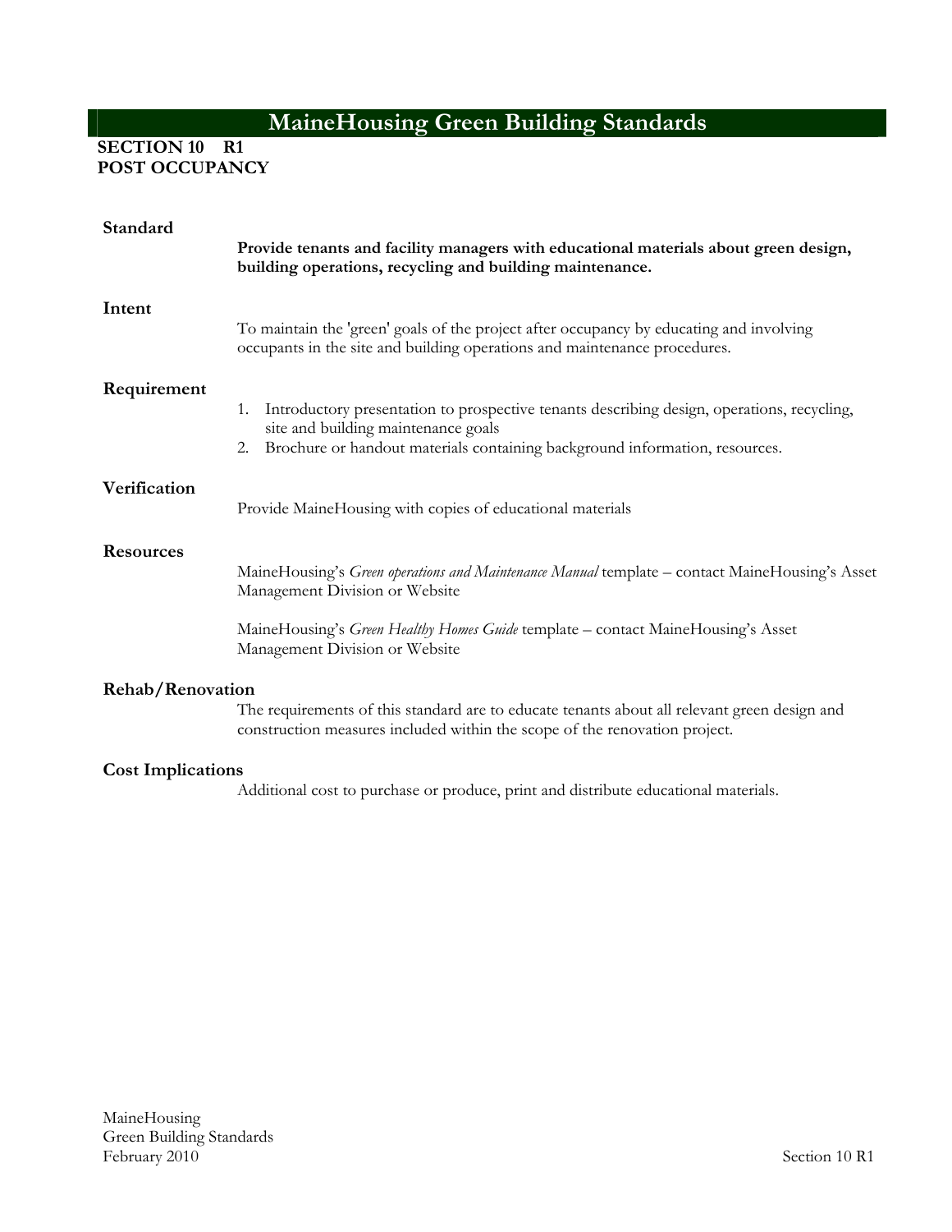# MaineHousing Green Building Standards

**SECTION 10 R1**
**POST OCCUPANCY**

## Standard

**Provide tenants and facility managers with educational materials about green design, building operations, recycling and building maintenance.**

## Intent

To maintain the 'green' goals of the project after occupancy by educating and involving occupants in the site and building operations and maintenance procedures.

## Requirement

1. Introductory presentation to prospective tenants describing design, operations, recycling, site and building maintenance goals
2. Brochure or handout materials containing background information, resources.

## Verification

Provide MaineHousing with copies of educational materials

## Resources

MaineHousing's *Green operations and Maintenance Manual* template – contact MaineHousing's Asset Management Division or Website

MaineHousing's *Green Healthy Homes Guide* template – contact MaineHousing's Asset Management Division or Website

## Rehab/Renovation

The requirements of this standard are to educate tenants about all relevant green design and construction measures included within the scope of the renovation project.

## Cost Implications

Additional cost to purchase or produce, print and distribute educational materials.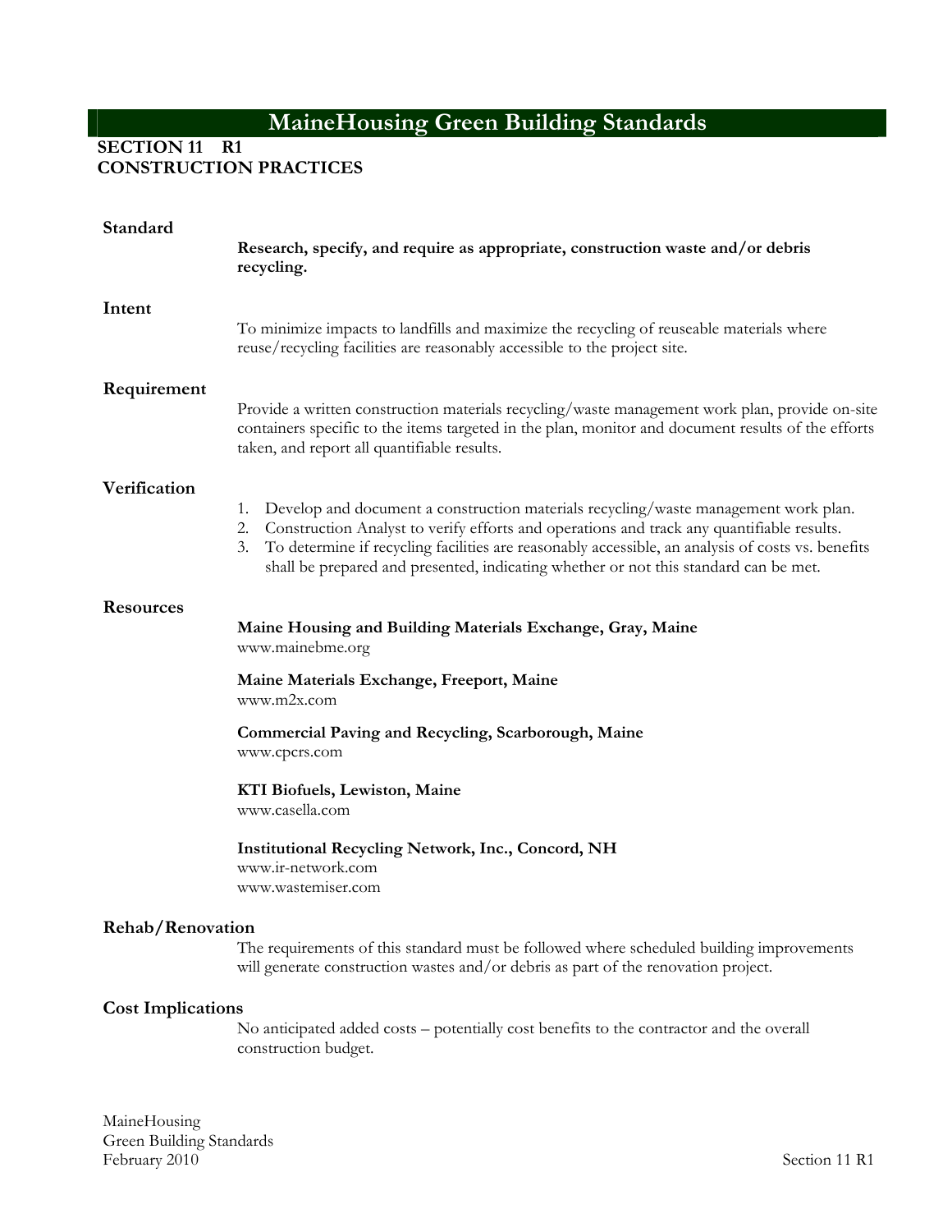# MaineHousing Green Building Standards

## SECTION 11 R1
## CONSTRUCTION PRACTICES

### Standard

**Research, specify, and require as appropriate, construction waste and/or debris recycling.**

### Intent

To minimize impacts to landfills and maximize the recycling of reuseable materials where reuse/recycling facilities are reasonably accessible to the project site.

### Requirement

Provide a written construction materials recycling/waste management work plan, provide on-site containers specific to the items targeted in the plan, monitor and document results of the efforts taken, and report all quantifiable results.

### Verification

1. Develop and document a construction materials recycling/waste management work plan.
2. Construction Analyst to verify efforts and operations and track any quantifiable results.
3. To determine if recycling facilities are reasonably accessible, an analysis of costs vs. benefits shall be prepared and presented, indicating whether or not this standard can be met.

### Resources

**Maine Housing and Building Materials Exchange, Gray, Maine**
www.mainebme.org

**Maine Materials Exchange, Freeport, Maine**
www.m2x.com

**Commercial Paving and Recycling, Scarborough, Maine**
www.cpcrs.com

**KTI Biofuels, Lewiston, Maine**
www.casella.com

**Institutional Recycling Network, Inc., Concord, NH**
www.ir-network.com
www.wastemiser.com

### Rehab/Renovation

The requirements of this standard must be followed where scheduled building improvements will generate construction wastes and/or debris as part of the renovation project.

### Cost Implications

No anticipated added costs – potentially cost benefits to the contractor and the overall construction budget.